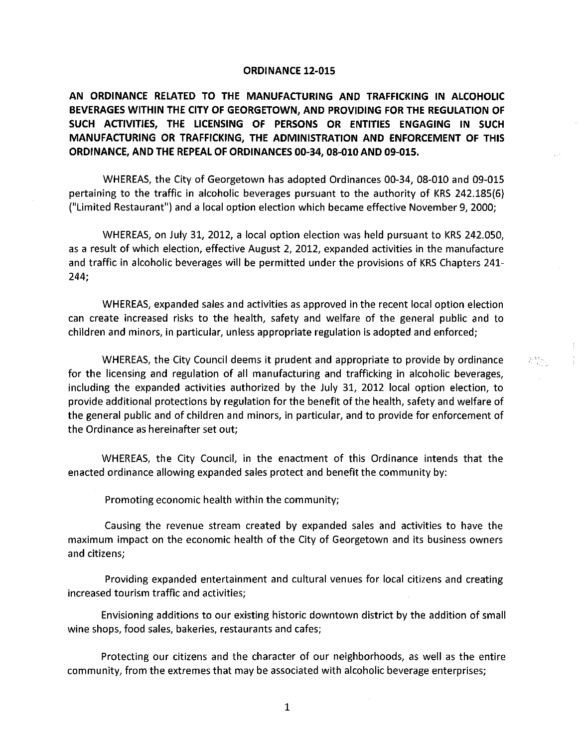# ORDINANCE 12-015

**AN ORDINANCE RELATED TO THE MANUFACTURING AND TRAFFICKING IN ALCOHOLIC BEVERAGES WITHIN THE CITY OF GEORGETOWN, AND PROVIDING FOR THE REGULATION OF SUCH ACTIVITIES, THE LICENSING OF PERSONS OR ENTITIES ENGAGING IN SUCH MANUFACTURING OR TRAFFICKING, THE ADMINISTRATION AND ENFORCEMENT OF THIS ORDINANCE, AND THE REPEAL OF ORDINANCES 00-34, 08-010 AND 09-015.**

WHEREAS, the City of Georgetown has adopted Ordinances 00-34, 08-010 and 09-015 pertaining to the traffic in alcoholic beverages pursuant to the authority of KRS 242.185(6) ("Limited Restaurant") and a local option election which became effective November 9, 2000;

WHEREAS, on July 31, 2012, a local option election was held pursuant to KRS 242.050, as a result of which election, effective August 2, 2012, expanded activities in the manufacture and traffic in alcoholic beverages will be permitted under the provisions of KRS Chapters 241-244;

WHEREAS, expanded sales and activities as approved in the recent local option election can create increased risks to the health, safety and welfare of the general public and to children and minors, in particular, unless appropriate regulation is adopted and enforced;

WHEREAS, the City Council deems it prudent and appropriate to provide by ordinance for the licensing and regulation of all manufacturing and trafficking in alcoholic beverages, including the expanded activities authorized by the July 31, 2012 local option election, to provide additional protections by regulation for the benefit of the health, safety and welfare of the general public and of children and minors, in particular, and to provide for enforcement of the Ordinance as hereinafter set out;

WHEREAS, the City Council, in the enactment of this Ordinance intends that the enacted ordinance allowing expanded sales protect and benefit the community by:

Promoting economic health within the community;

Causing the revenue stream created by expanded sales and activities to have the maximum impact on the economic health of the City of Georgetown and its business owners and citizens;

Providing expanded entertainment and cultural venues for local citizens and creating increased tourism traffic and activities;

Envisioning additions to our existing historic downtown district by the addition of small wine shops, food sales, bakeries, restaurants and cafes;

Protecting our citizens and the character of our neighborhoods, as well as the entire community, from the extremes that may be associated with alcoholic beverage enterprises;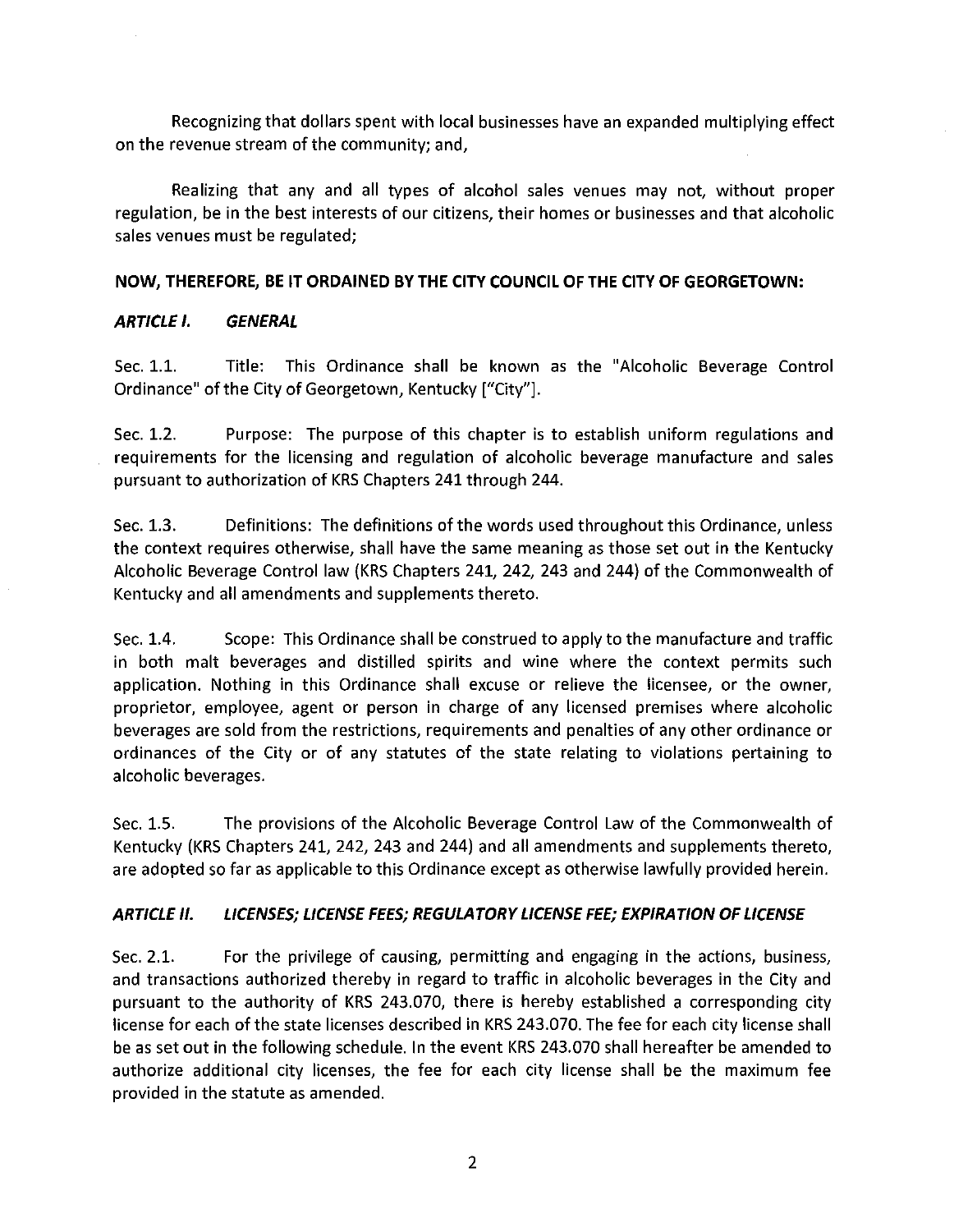Recognizing that dollars spent with local businesses have an expanded multiplying effect on the revenue stream of the community; and,

Realizing that any and all types of alcohol sales venues may not, without proper regulation, be in the best interests of our citizens, their homes or businesses and that alcoholic sales venues must be regulated;

**NOW, THEREFORE, BE IT ORDAINED BY THE CITY COUNCIL OF THE CITY OF GEORGETOWN:**

## ***ARTICLE I. GENERAL***

Sec. 1.1. Title: This Ordinance shall be known as the "Alcoholic Beverage Control Ordinance" of the City of Georgetown, Kentucky ["City"].

Sec. 1.2. Purpose: The purpose of this chapter is to establish uniform regulations and requirements for the licensing and regulation of alcoholic beverage manufacture and sales pursuant to authorization of KRS Chapters 241 through 244.

Sec. 1.3. Definitions: The definitions of the words used throughout this Ordinance, unless the context requires otherwise, shall have the same meaning as those set out in the Kentucky Alcoholic Beverage Control law (KRS Chapters 241, 242, 243 and 244) of the Commonwealth of Kentucky and all amendments and supplements thereto.

Sec. 1.4. Scope: This Ordinance shall be construed to apply to the manufacture and traffic in both malt beverages and distilled spirits and wine where the context permits such application. Nothing in this Ordinance shall excuse or relieve the licensee, or the owner, proprietor, employee, agent or person in charge of any licensed premises where alcoholic beverages are sold from the restrictions, requirements and penalties of any other ordinance or ordinances of the City or of any statutes of the state relating to violations pertaining to alcoholic beverages.

Sec. 1.5. The provisions of the Alcoholic Beverage Control Law of the Commonwealth of Kentucky (KRS Chapters 241, 242, 243 and 244) and all amendments and supplements thereto, are adopted so far as applicable to this Ordinance except as otherwise lawfully provided herein.

## ***ARTICLE II. LICENSES; LICENSE FEES; REGULATORY LICENSE FEE; EXPIRATION OF LICENSE***

Sec. 2.1. For the privilege of causing, permitting and engaging in the actions, business, and transactions authorized thereby in regard to traffic in alcoholic beverages in the City and pursuant to the authority of KRS 243.070, there is hereby established a corresponding city license for each of the state licenses described in KRS 243.070. The fee for each city license shall be as set out in the following schedule. In the event KRS 243.070 shall hereafter be amended to authorize additional city licenses, the fee for each city license shall be the maximum fee provided in the statute as amended.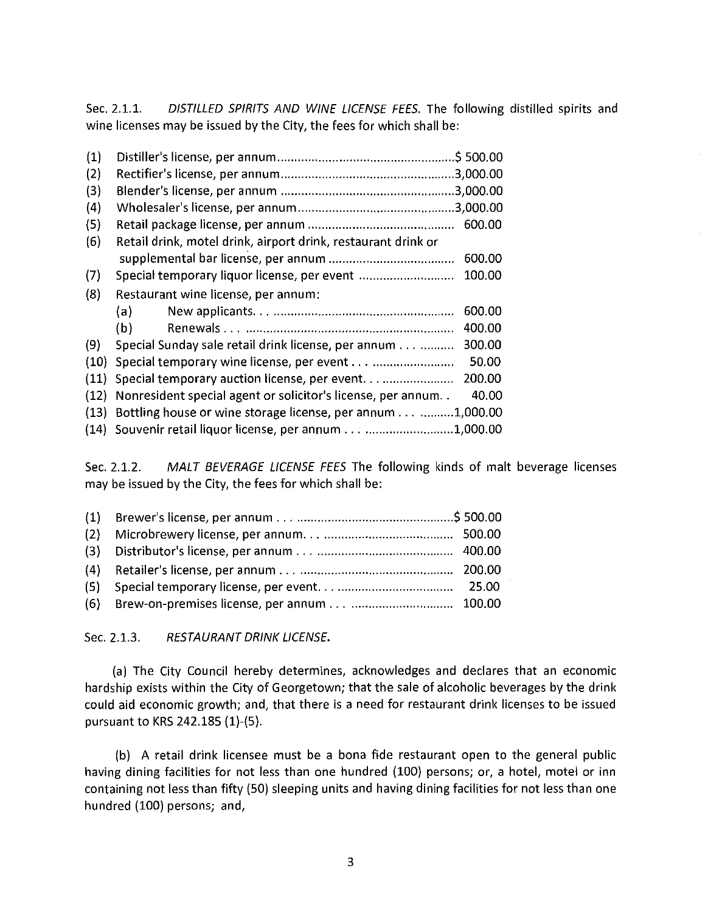Sec. 2.1.1. *DISTILLED SPIRITS AND WINE LICENSE FEES.* The following distilled spirits and wine licenses may be issued by the City, the fees for which shall be:

(1) Distiller's license, per annum....................................................$ 500.00
(2) Rectifier's license, per annum....................................................3,000.00
(3) Blender's license, per annum ....................................................3,000.00
(4) Wholesaler's license, per annum................................................3,000.00
(5) Retail package license, per annum ........................................... 600.00
(6) Retail drink, motel drink, airport drink, restaurant drink or supplemental bar license, per annum ..................................... 600.00
(7) Special temporary liquor license, per event ............................ 100.00
(8) Restaurant wine license, per annum:
 (a) New applicants. . . ..................................................... 600.00
 (b) Renewals . . . ............................................................. 400.00
(9) Special Sunday sale retail drink license, per annum . . . .......... 300.00
(10) Special temporary wine license, per event . . . ........................ 50.00
(11) Special temporary auction license, per event. . . ..................... 200.00
(12) Nonresident special agent or solicitor's license, per annum. . 40.00
(13) Bottling house or wine storage license, per annum . . . ..........1,000.00
(14) Souvenir retail liquor license, per annum . . . ..........................1,000.00

Sec. 2.1.2. *MALT BEVERAGE LICENSE FEES* The following kinds of malt beverage licenses may be issued by the City, the fees for which shall be:

(1) Brewer's license, per annum . . . ..............................................$ 500.00
(2) Microbrewery license, per annum. . . ....................................... 500.00
(3) Distributor's license, per annum . . . ......................................... 400.00
(4) Retailer's license, per annum . . . .............................................. 200.00
(5) Special temporary license, per event. . . .................................. 25.00
(6) Brew-on-premises license, per annum . . . ............................... 100.00

Sec. 2.1.3. *RESTAURANT DRINK LICENSE.*

(a) The City Council hereby determines, acknowledges and declares that an economic hardship exists within the City of Georgetown; that the sale of alcoholic beverages by the drink could aid economic growth; and, that there is a need for restaurant drink licenses to be issued pursuant to KRS 242.185 (1)-(5).

(b) A retail drink licensee must be a bona fide restaurant open to the general public having dining facilities for not less than one hundred (100) persons; or, a hotel, motel or inn containing not less than fifty (50) sleeping units and having dining facilities for not less than one hundred (100) persons; and,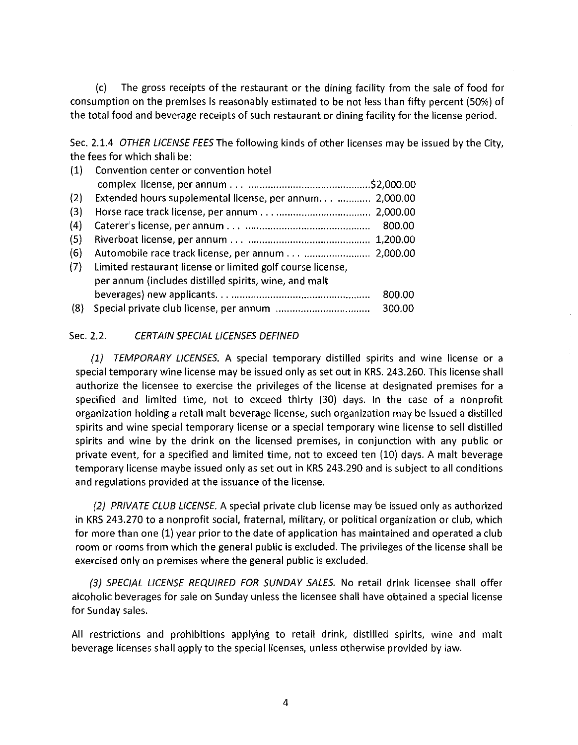(c) The gross receipts of the restaurant or the dining facility from the sale of food for consumption on the premises is reasonably estimated to be not less than fifty percent (50%) of the total food and beverage receipts of such restaurant or dining facility for the license period.

Sec. 2.1.4 *OTHER LICENSE FEES* The following kinds of other licenses may be issued by the City, the fees for which shall be:

| | | |
|---|---|---|
| (1) | Convention center or convention hotel complex license, per annum . . . | $2,000.00 |
| (2) | Extended hours supplemental license, per annum. . . | 2,000.00 |
| (3) | Horse race track license, per annum . . . | 2,000.00 |
| (4) | Caterer's license, per annum . . . | 800.00 |
| (5) | Riverboat license, per annum . . . | 1,200.00 |
| (6) | Automobile race track license, per annum . . . | 2,000.00 |
| (7) | Limited restaurant license or limited golf course license, per annum (includes distilled spirits, wine, and malt beverages) new applicants. . . | 800.00 |
| (8) | Special private club license, per annum | 300.00 |

Sec. 2.2. *CERTAIN SPECIAL LICENSES DEFINED*

*(1) TEMPORARY LICENSES.* A special temporary distilled spirits and wine license or a special temporary wine license may be issued only as set out in KRS. 243.260. This license shall authorize the licensee to exercise the privileges of the license at designated premises for a specified and limited time, not to exceed thirty (30) days. In the case of a nonprofit organization holding a retail malt beverage license, such organization may be issued a distilled spirits and wine special temporary license or a special temporary wine license to sell distilled spirits and wine by the drink on the licensed premises, in conjunction with any public or private event, for a specified and limited time, not to exceed ten (10) days. A malt beverage temporary license maybe issued only as set out in KRS 243.290 and is subject to all conditions and regulations provided at the issuance of the license.

*(2) PRIVATE CLUB LICENSE.* A special private club license may be issued only as authorized in KRS 243.270 to a nonprofit social, fraternal, military, or political organization or club, which for more than one (1) year prior to the date of application has maintained and operated a club room or rooms from which the general public is excluded. The privileges of the license shall be exercised only on premises where the general public is excluded.

*(3) SPECIAL LICENSE REQUIRED FOR SUNDAY SALES.* No retail drink licensee shall offer alcoholic beverages for sale on Sunday unless the licensee shall have obtained a special license for Sunday sales.

All restrictions and prohibitions applying to retail drink, distilled spirits, wine and malt beverage licenses shall apply to the special licenses, unless otherwise provided by law.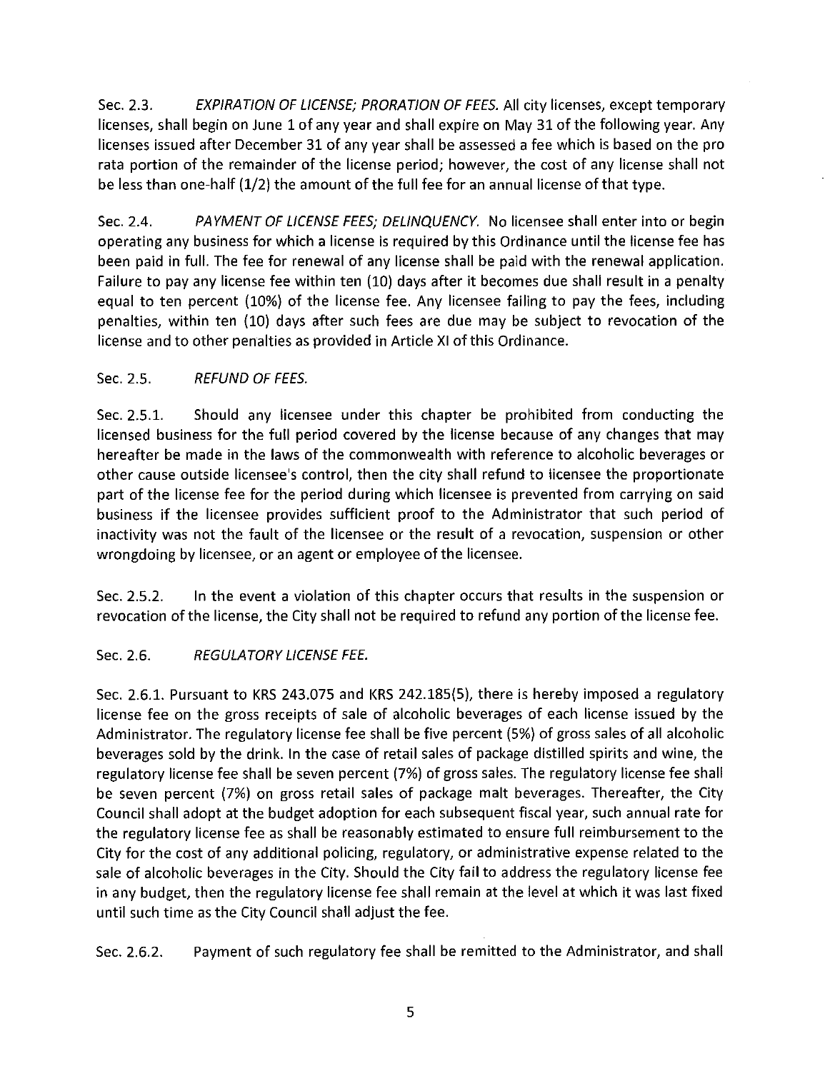Sec. 2.3. *EXPIRATION OF LICENSE; PRORATION OF FEES.* All city licenses, except temporary licenses, shall begin on June 1 of any year and shall expire on May 31 of the following year. Any licenses issued after December 31 of any year shall be assessed a fee which is based on the pro rata portion of the remainder of the license period; however, the cost of any license shall not be less than one-half (1/2) the amount of the full fee for an annual license of that type.

Sec. 2.4. *PAYMENT OF LICENSE FEES; DELINQUENCY.* No licensee shall enter into or begin operating any business for which a license is required by this Ordinance until the license fee has been paid in full. The fee for renewal of any license shall be paid with the renewal application. Failure to pay any license fee within ten (10) days after it becomes due shall result in a penalty equal to ten percent (10%) of the license fee. Any licensee failing to pay the fees, including penalties, within ten (10) days after such fees are due may be subject to revocation of the license and to other penalties as provided in Article XI of this Ordinance.

Sec. 2.5. *REFUND OF FEES.*

Sec. 2.5.1. Should any licensee under this chapter be prohibited from conducting the licensed business for the full period covered by the license because of any changes that may hereafter be made in the laws of the commonwealth with reference to alcoholic beverages or other cause outside licensee's control, then the city shall refund to licensee the proportionate part of the license fee for the period during which licensee is prevented from carrying on said business if the licensee provides sufficient proof to the Administrator that such period of inactivity was not the fault of the licensee or the result of a revocation, suspension or other wrongdoing by licensee, or an agent or employee of the licensee.

Sec. 2.5.2. In the event a violation of this chapter occurs that results in the suspension or revocation of the license, the City shall not be required to refund any portion of the license fee.

Sec. 2.6. *REGULATORY LICENSE FEE.*

Sec. 2.6.1. Pursuant to KRS 243.075 and KRS 242.185(5), there is hereby imposed a regulatory license fee on the gross receipts of sale of alcoholic beverages of each license issued by the Administrator. The regulatory license fee shall be five percent (5%) of gross sales of all alcoholic beverages sold by the drink. In the case of retail sales of package distilled spirits and wine, the regulatory license fee shall be seven percent (7%) of gross sales. The regulatory license fee shall be seven percent (7%) on gross retail sales of package malt beverages. Thereafter, the City Council shall adopt at the budget adoption for each subsequent fiscal year, such annual rate for the regulatory license fee as shall be reasonably estimated to ensure full reimbursement to the City for the cost of any additional policing, regulatory, or administrative expense related to the sale of alcoholic beverages in the City. Should the City fail to address the regulatory license fee in any budget, then the regulatory license fee shall remain at the level at which it was last fixed until such time as the City Council shall adjust the fee.

Sec. 2.6.2. Payment of such regulatory fee shall be remitted to the Administrator, and shall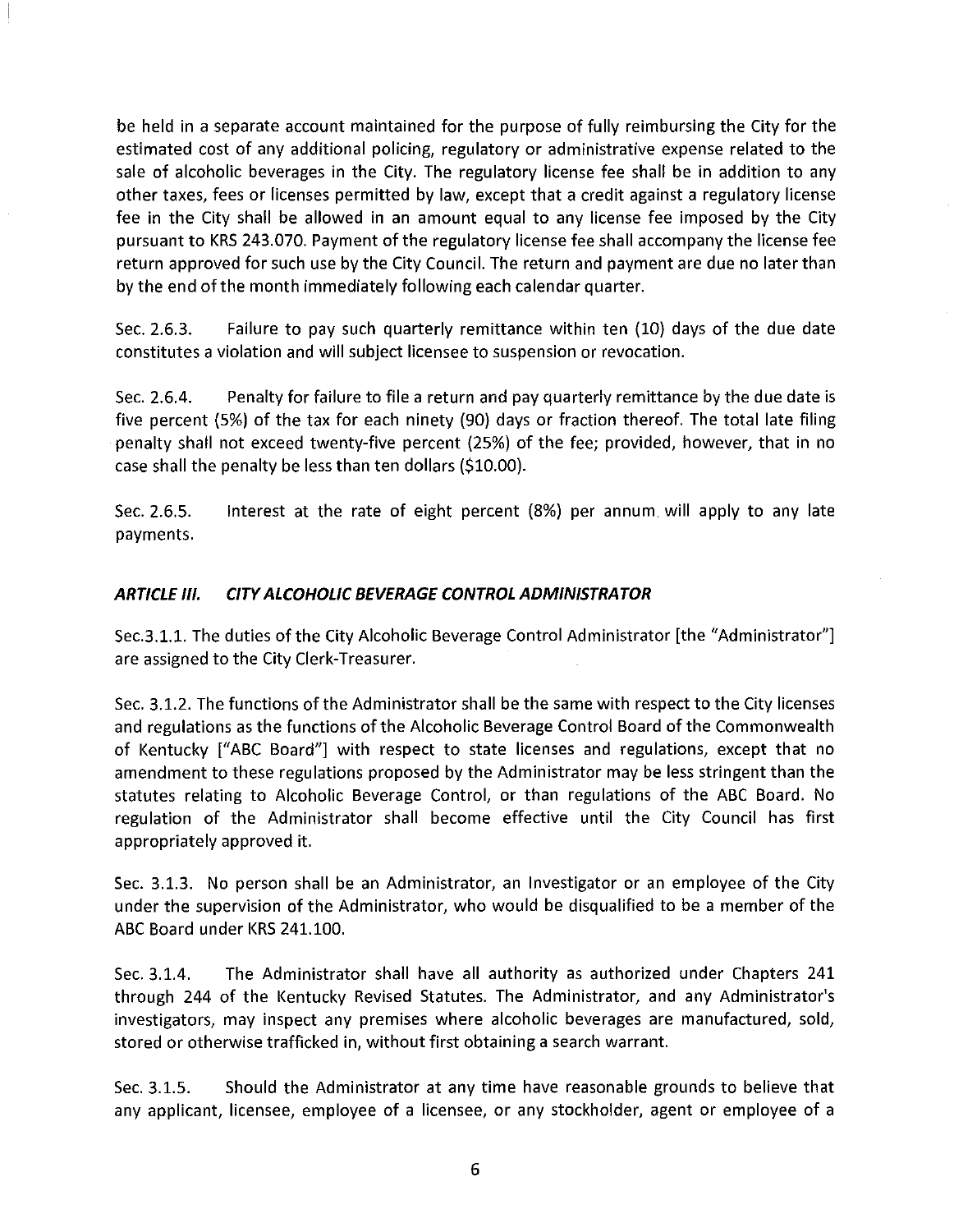be held in a separate account maintained for the purpose of fully reimbursing the City for the estimated cost of any additional policing, regulatory or administrative expense related to the sale of alcoholic beverages in the City. The regulatory license fee shall be in addition to any other taxes, fees or licenses permitted by law, except that a credit against a regulatory license fee in the City shall be allowed in an amount equal to any license fee imposed by the City pursuant to KRS 243.070. Payment of the regulatory license fee shall accompany the license fee return approved for such use by the City Council. The return and payment are due no later than by the end of the month immediately following each calendar quarter.

Sec. 2.6.3. Failure to pay such quarterly remittance within ten (10) days of the due date constitutes a violation and will subject licensee to suspension or revocation.

Sec. 2.6.4. Penalty for failure to file a return and pay quarterly remittance by the due date is five percent (5%) of the tax for each ninety (90) days or fraction thereof. The total late filing penalty shall not exceed twenty-five percent (25%) of the fee; provided, however, that in no case shall the penalty be less than ten dollars ($10.00).

Sec. 2.6.5. Interest at the rate of eight percent (8%) per annum will apply to any late payments.

### *ARTICLE III. CITY ALCOHOLIC BEVERAGE CONTROL ADMINISTRATOR*

Sec.3.1.1. The duties of the City Alcoholic Beverage Control Administrator [the "Administrator"] are assigned to the City Clerk-Treasurer.

Sec. 3.1.2. The functions of the Administrator shall be the same with respect to the City licenses and regulations as the functions of the Alcoholic Beverage Control Board of the Commonwealth of Kentucky ["ABC Board"] with respect to state licenses and regulations, except that no amendment to these regulations proposed by the Administrator may be less stringent than the statutes relating to Alcoholic Beverage Control, or than regulations of the ABC Board. No regulation of the Administrator shall become effective until the City Council has first appropriately approved it.

Sec. 3.1.3. No person shall be an Administrator, an Investigator or an employee of the City under the supervision of the Administrator, who would be disqualified to be a member of the ABC Board under KRS 241.100.

Sec. 3.1.4. The Administrator shall have all authority as authorized under Chapters 241 through 244 of the Kentucky Revised Statutes. The Administrator, and any Administrator's investigators, may inspect any premises where alcoholic beverages are manufactured, sold, stored or otherwise trafficked in, without first obtaining a search warrant.

Sec. 3.1.5. Should the Administrator at any time have reasonable grounds to believe that any applicant, licensee, employee of a licensee, or any stockholder, agent or employee of a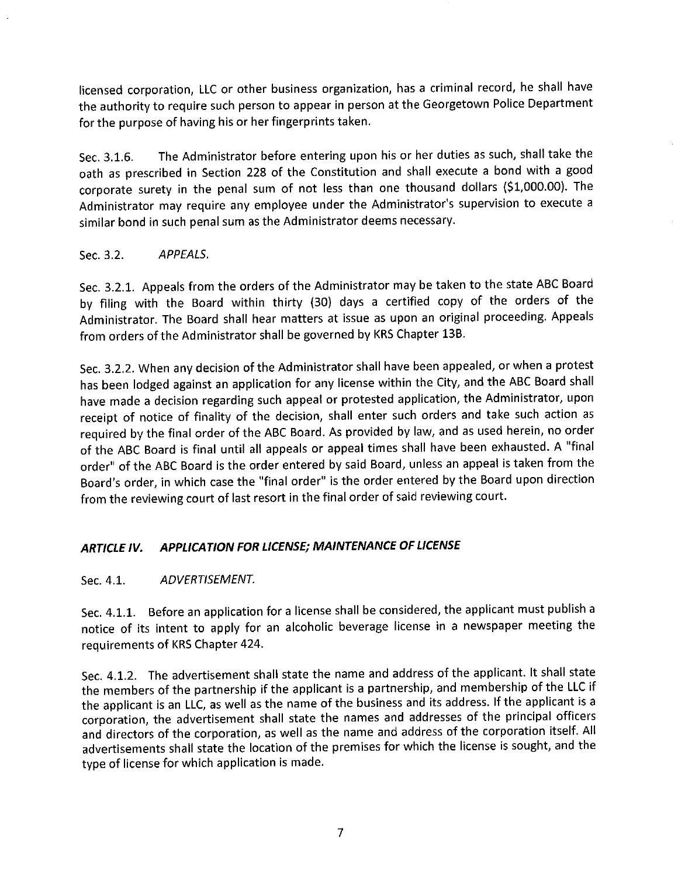licensed corporation, LLC or other business organization, has a criminal record, he shall have the authority to require such person to appear in person at the Georgetown Police Department for the purpose of having his or her fingerprints taken.

Sec. 3.1.6. The Administrator before entering upon his or her duties as such, shall take the oath as prescribed in Section 228 of the Constitution and shall execute a bond with a good corporate surety in the penal sum of not less than one thousand dollars ($1,000.00). The Administrator may require any employee under the Administrator's supervision to execute a similar bond in such penal sum as the Administrator deems necessary.

Sec. 3.2. *APPEALS.*

Sec. 3.2.1. Appeals from the orders of the Administrator may be taken to the state ABC Board by filing with the Board within thirty (30) days a certified copy of the orders of the Administrator. The Board shall hear matters at issue as upon an original proceeding. Appeals from orders of the Administrator shall be governed by KRS Chapter 13B.

Sec. 3.2.2. When any decision of the Administrator shall have been appealed, or when a protest has been lodged against an application for any license within the City, and the ABC Board shall have made a decision regarding such appeal or protested application, the Administrator, upon receipt of notice of finality of the decision, shall enter such orders and take such action as required by the final order of the ABC Board. As provided by law, and as used herein, no order of the ABC Board is final until all appeals or appeal times shall have been exhausted. A "final order" of the ABC Board is the order entered by said Board, unless an appeal is taken from the Board's order, in which case the "final order" is the order entered by the Board upon direction from the reviewing court of last resort in the final order of said reviewing court.

## *ARTICLE IV. APPLICATION FOR LICENSE; MAINTENANCE OF LICENSE*

Sec. 4.1. *ADVERTISEMENT.*

Sec. 4.1.1. Before an application for a license shall be considered, the applicant must publish a notice of its intent to apply for an alcoholic beverage license in a newspaper meeting the requirements of KRS Chapter 424.

Sec. 4.1.2. The advertisement shall state the name and address of the applicant. It shall state the members of the partnership if the applicant is a partnership, and membership of the LLC if the applicant is an LLC, as well as the name of the business and its address. If the applicant is a corporation, the advertisement shall state the names and addresses of the principal officers and directors of the corporation, as well as the name and address of the corporation itself. All advertisements shall state the location of the premises for which the license is sought, and the type of license for which application is made.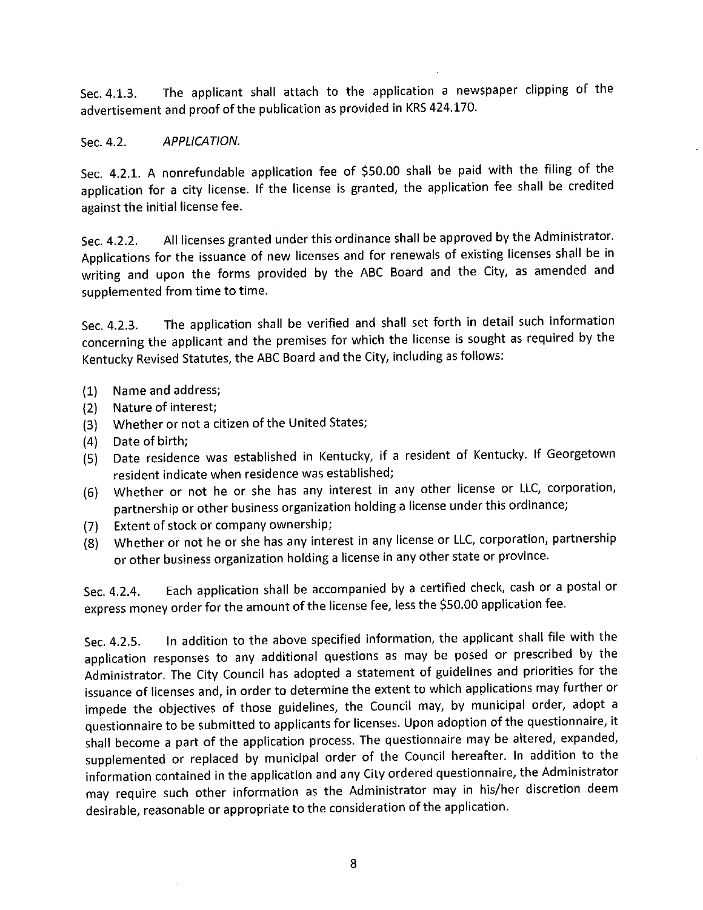Sec. 4.1.3. The applicant shall attach to the application a newspaper clipping of the advertisement and proof of the publication as provided in KRS 424.170.

Sec. 4.2. *APPLICATION.*

Sec. 4.2.1. A nonrefundable application fee of $50.00 shall be paid with the filing of the application for a city license. If the license is granted, the application fee shall be credited against the initial license fee.

Sec. 4.2.2. All licenses granted under this ordinance shall be approved by the Administrator. Applications for the issuance of new licenses and for renewals of existing licenses shall be in writing and upon the forms provided by the ABC Board and the City, as amended and supplemented from time to time.

Sec. 4.2.3. The application shall be verified and shall set forth in detail such information concerning the applicant and the premises for which the license is sought as required by the Kentucky Revised Statutes, the ABC Board and the City, including as follows:

(1) Name and address;
(2) Nature of interest;
(3) Whether or not a citizen of the United States;
(4) Date of birth;
(5) Date residence was established in Kentucky, if a resident of Kentucky. If Georgetown resident indicate when residence was established;
(6) Whether or not he or she has any interest in any other license or LLC, corporation, partnership or other business organization holding a license under this ordinance;
(7) Extent of stock or company ownership;
(8) Whether or not he or she has any interest in any license or LLC, corporation, partnership or other business organization holding a license in any other state or province.

Sec. 4.2.4. Each application shall be accompanied by a certified check, cash or a postal or express money order for the amount of the license fee, less the $50.00 application fee.

Sec. 4.2.5. In addition to the above specified information, the applicant shall file with the application responses to any additional questions as may be posed or prescribed by the Administrator. The City Council has adopted a statement of guidelines and priorities for the issuance of licenses and, in order to determine the extent to which applications may further or impede the objectives of those guidelines, the Council may, by municipal order, adopt a questionnaire to be submitted to applicants for licenses. Upon adoption of the questionnaire, it shall become a part of the application process. The questionnaire may be altered, expanded, supplemented or replaced by municipal order of the Council hereafter. In addition to the information contained in the application and any City ordered questionnaire, the Administrator may require such other information as the Administrator may in his/her discretion deem desirable, reasonable or appropriate to the consideration of the application.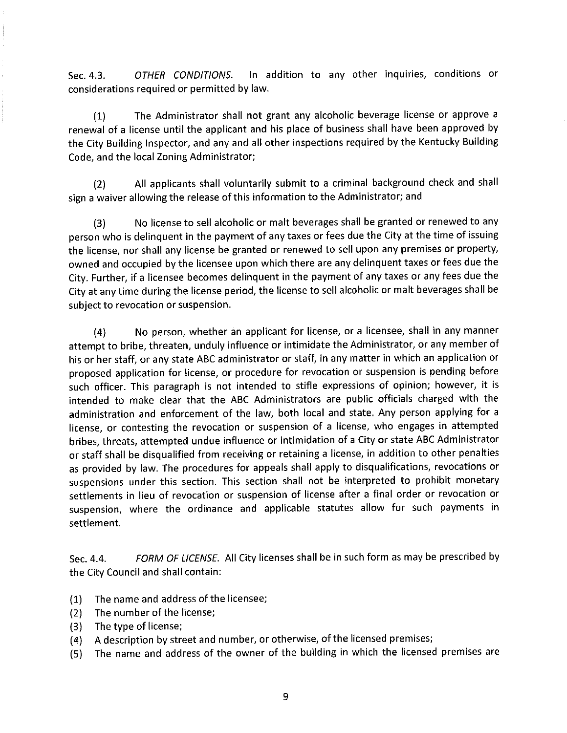Sec. 4.3. *OTHER CONDITIONS.* In addition to any other inquiries, conditions or considerations required or permitted by law.

(1) The Administrator shall not grant any alcoholic beverage license or approve a renewal of a license until the applicant and his place of business shall have been approved by the City Building Inspector, and any and all other inspections required by the Kentucky Building Code, and the local Zoning Administrator;

(2) All applicants shall voluntarily submit to a criminal background check and shall sign a waiver allowing the release of this information to the Administrator; and

(3) No license to sell alcoholic or malt beverages shall be granted or renewed to any person who is delinquent in the payment of any taxes or fees due the City at the time of issuing the license, nor shall any license be granted or renewed to sell upon any premises or property, owned and occupied by the licensee upon which there are any delinquent taxes or fees due the City. Further, if a licensee becomes delinquent in the payment of any taxes or any fees due the City at any time during the license period, the license to sell alcoholic or malt beverages shall be subject to revocation or suspension.

(4) No person, whether an applicant for license, or a licensee, shall in any manner attempt to bribe, threaten, unduly influence or intimidate the Administrator, or any member of his or her staff, or any state ABC administrator or staff, in any matter in which an application or proposed application for license, or procedure for revocation or suspension is pending before such officer. This paragraph is not intended to stifle expressions of opinion; however, it is intended to make clear that the ABC Administrators are public officials charged with the administration and enforcement of the law, both local and state. Any person applying for a license, or contesting the revocation or suspension of a license, who engages in attempted bribes, threats, attempted undue influence or intimidation of a City or state ABC Administrator or staff shall be disqualified from receiving or retaining a license, in addition to other penalties as provided by law. The procedures for appeals shall apply to disqualifications, revocations or suspensions under this section. This section shall not be interpreted to prohibit monetary settlements in lieu of revocation or suspension of license after a final order or revocation or suspension, where the ordinance and applicable statutes allow for such payments in settlement.

Sec. 4.4. *FORM OF LICENSE.* All City licenses shall be in such form as may be prescribed by the City Council and shall contain:

(1) The name and address of the licensee;
(2) The number of the license;
(3) The type of license;
(4) A description by street and number, or otherwise, of the licensed premises;
(5) The name and address of the owner of the building in which the licensed premises are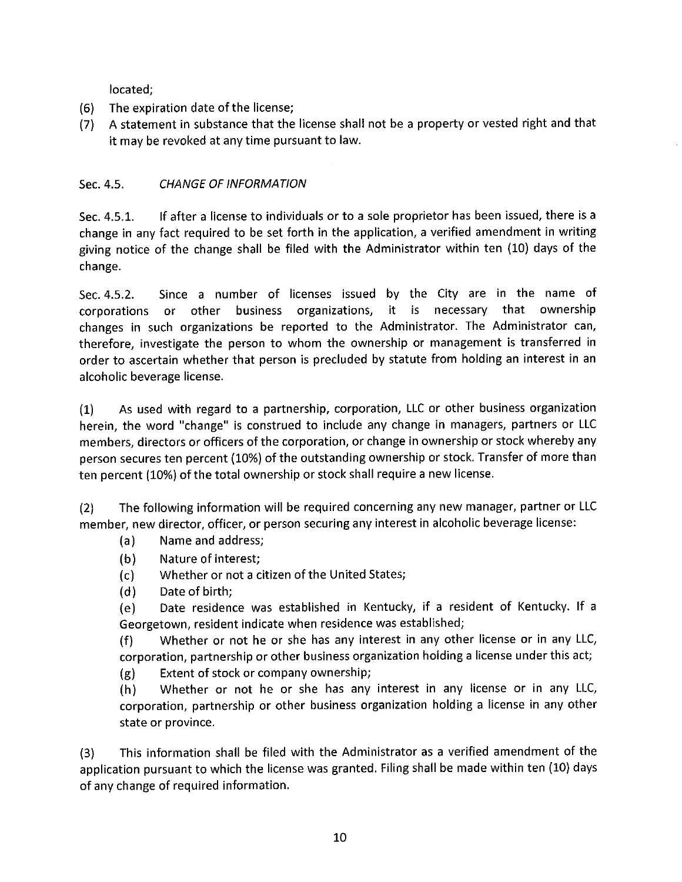located;

(6) The expiration date of the license;

(7) A statement in substance that the license shall not be a property or vested right and that it may be revoked at any time pursuant to law.

Sec. 4.5. *CHANGE OF INFORMATION*

Sec. 4.5.1. If after a license to individuals or to a sole proprietor has been issued, there is a change in any fact required to be set forth in the application, a verified amendment in writing giving notice of the change shall be filed with the Administrator within ten (10) days of the change.

Sec. 4.5.2. Since a number of licenses issued by the City are in the name of corporations or other business organizations, it is necessary that ownership changes in such organizations be reported to the Administrator. The Administrator can, therefore, investigate the person to whom the ownership or management is transferred in order to ascertain whether that person is precluded by statute from holding an interest in an alcoholic beverage license.

(1) As used with regard to a partnership, corporation, LLC or other business organization herein, the word "change" is construed to include any change in managers, partners or LLC members, directors or officers of the corporation, or change in ownership or stock whereby any person secures ten percent (10%) of the outstanding ownership or stock. Transfer of more than ten percent (10%) of the total ownership or stock shall require a new license.

(2) The following information will be required concerning any new manager, partner or LLC member, new director, officer, or person securing any interest in alcoholic beverage license:

- (a) Name and address;
- (b) Nature of interest;
- (c) Whether or not a citizen of the United States;
- (d) Date of birth;
- (e) Date residence was established in Kentucky, if a resident of Kentucky. If a Georgetown, resident indicate when residence was established;
- (f) Whether or not he or she has any interest in any other license or in any LLC, corporation, partnership or other business organization holding a license under this act;
- (g) Extent of stock or company ownership;
- (h) Whether or not he or she has any interest in any license or in any LLC, corporation, partnership or other business organization holding a license in any other state or province.

(3) This information shall be filed with the Administrator as a verified amendment of the application pursuant to which the license was granted. Filing shall be made within ten (10) days of any change of required information.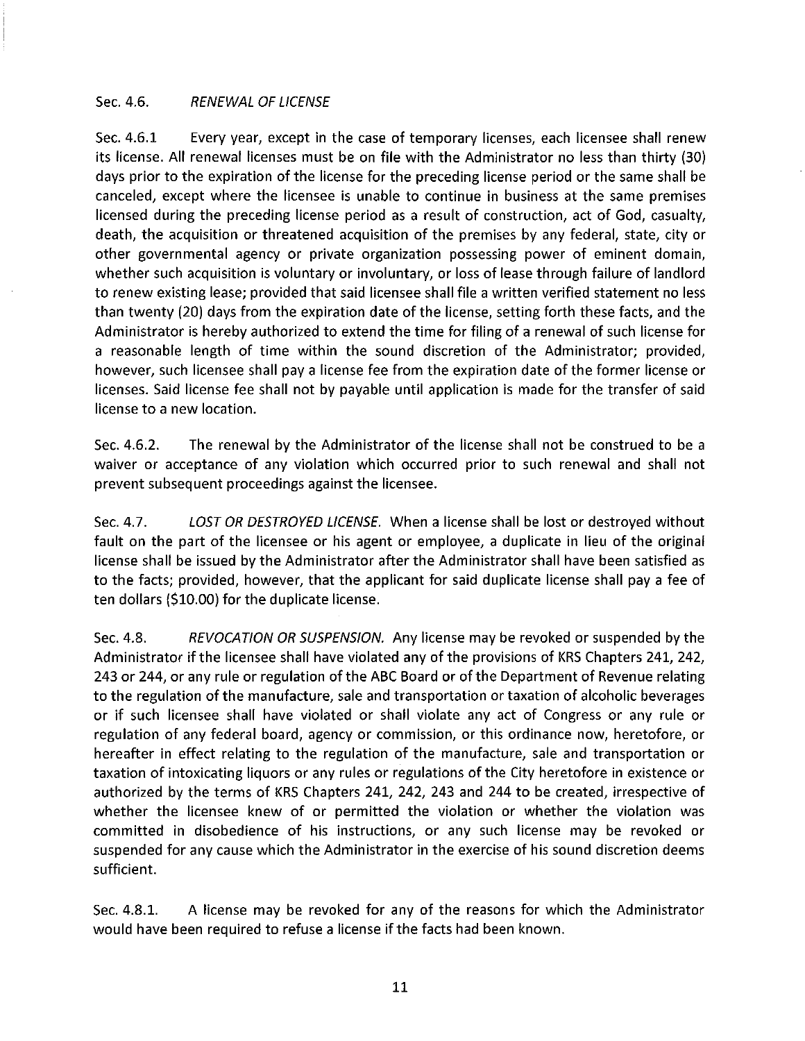Sec. 4.6. *RENEWAL OF LICENSE*

Sec. 4.6.1 Every year, except in the case of temporary licenses, each licensee shall renew its license. All renewal licenses must be on file with the Administrator no less than thirty (30) days prior to the expiration of the license for the preceding license period or the same shall be canceled, except where the licensee is unable to continue in business at the same premises licensed during the preceding license period as a result of construction, act of God, casualty, death, the acquisition or threatened acquisition of the premises by any federal, state, city or other governmental agency or private organization possessing power of eminent domain, whether such acquisition is voluntary or involuntary, or loss of lease through failure of landlord to renew existing lease; provided that said licensee shall file a written verified statement no less than twenty (20) days from the expiration date of the license, setting forth these facts, and the Administrator is hereby authorized to extend the time for filing of a renewal of such license for a reasonable length of time within the sound discretion of the Administrator; provided, however, such licensee shall pay a license fee from the expiration date of the former license or licenses. Said license fee shall not by payable until application is made for the transfer of said license to a new location.

Sec. 4.6.2. The renewal by the Administrator of the license shall not be construed to be a waiver or acceptance of any violation which occurred prior to such renewal and shall not prevent subsequent proceedings against the licensee.

Sec. 4.7. *LOST OR DESTROYED LICENSE.* When a license shall be lost or destroyed without fault on the part of the licensee or his agent or employee, a duplicate in lieu of the original license shall be issued by the Administrator after the Administrator shall have been satisfied as to the facts; provided, however, that the applicant for said duplicate license shall pay a fee of ten dollars ($10.00) for the duplicate license.

Sec. 4.8. *REVOCATION OR SUSPENSION.* Any license may be revoked or suspended by the Administrator if the licensee shall have violated any of the provisions of KRS Chapters 241, 242, 243 or 244, or any rule or regulation of the ABC Board or of the Department of Revenue relating to the regulation of the manufacture, sale and transportation or taxation of alcoholic beverages or if such licensee shall have violated or shall violate any act of Congress or any rule or regulation of any federal board, agency or commission, or this ordinance now, heretofore, or hereafter in effect relating to the regulation of the manufacture, sale and transportation or taxation of intoxicating liquors or any rules or regulations of the City heretofore in existence or authorized by the terms of KRS Chapters 241, 242, 243 and 244 to be created, irrespective of whether the licensee knew of or permitted the violation or whether the violation was committed in disobedience of his instructions, or any such license may be revoked or suspended for any cause which the Administrator in the exercise of his sound discretion deems sufficient.

Sec. 4.8.1. A license may be revoked for any of the reasons for which the Administrator would have been required to refuse a license if the facts had been known.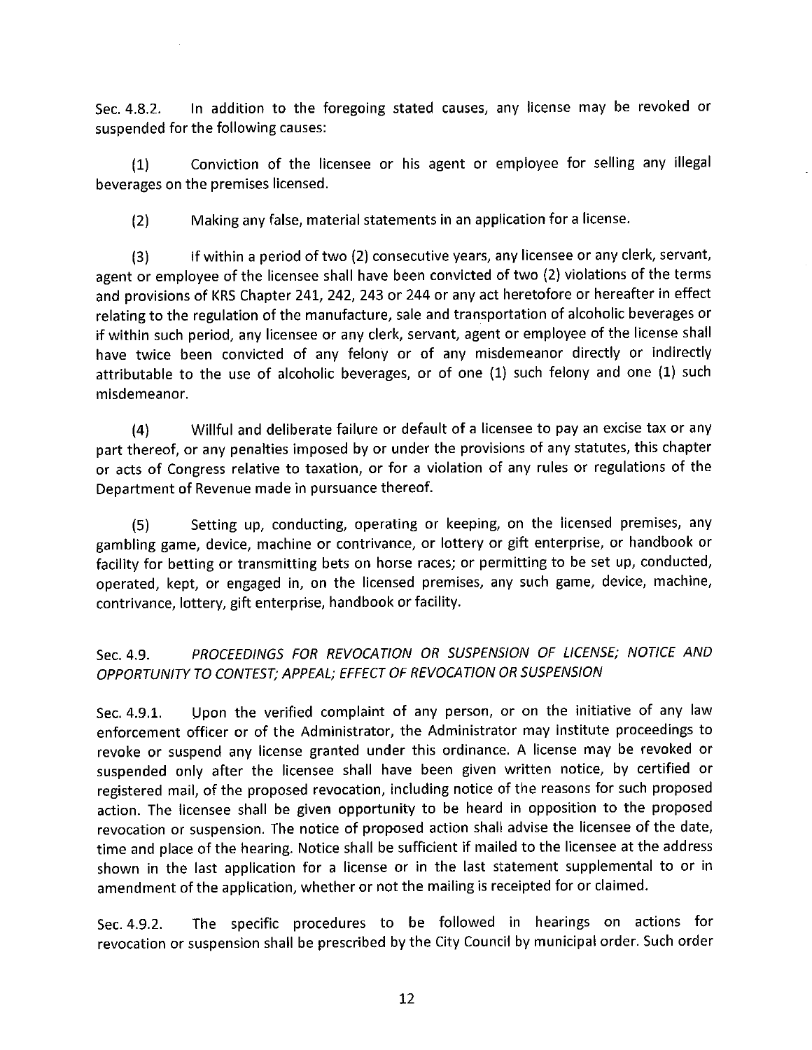Sec. 4.8.2. In addition to the foregoing stated causes, any license may be revoked or suspended for the following causes:

(1) Conviction of the licensee or his agent or employee for selling any illegal beverages on the premises licensed.

(2) Making any false, material statements in an application for a license.

(3) If within a period of two (2) consecutive years, any licensee or any clerk, servant, agent or employee of the licensee shall have been convicted of two (2) violations of the terms and provisions of KRS Chapter 241, 242, 243 or 244 or any act heretofore or hereafter in effect relating to the regulation of the manufacture, sale and transportation of alcoholic beverages or if within such period, any licensee or any clerk, servant, agent or employee of the license shall have twice been convicted of any felony or of any misdemeanor directly or indirectly attributable to the use of alcoholic beverages, or of one (1) such felony and one (1) such misdemeanor.

(4) Willful and deliberate failure or default of a licensee to pay an excise tax or any part thereof, or any penalties imposed by or under the provisions of any statutes, this chapter or acts of Congress relative to taxation, or for a violation of any rules or regulations of the Department of Revenue made in pursuance thereof.

(5) Setting up, conducting, operating or keeping, on the licensed premises, any gambling game, device, machine or contrivance, or lottery or gift enterprise, or handbook or facility for betting or transmitting bets on horse races; or permitting to be set up, conducted, operated, kept, or engaged in, on the licensed premises, any such game, device, machine, contrivance, lottery, gift enterprise, handbook or facility.

Sec. 4.9. *PROCEEDINGS FOR REVOCATION OR SUSPENSION OF LICENSE; NOTICE AND OPPORTUNITY TO CONTEST; APPEAL; EFFECT OF REVOCATION OR SUSPENSION*

Sec. 4.9.1. Upon the verified complaint of any person, or on the initiative of any law enforcement officer or of the Administrator, the Administrator may institute proceedings to revoke or suspend any license granted under this ordinance. A license may be revoked or suspended only after the licensee shall have been given written notice, by certified or registered mail, of the proposed revocation, including notice of the reasons for such proposed action. The licensee shall be given opportunity to be heard in opposition to the proposed revocation or suspension. The notice of proposed action shall advise the licensee of the date, time and place of the hearing. Notice shall be sufficient if mailed to the licensee at the address shown in the last application for a license or in the last statement supplemental to or in amendment of the application, whether or not the mailing is receipted for or claimed.

Sec. 4.9.2. The specific procedures to be followed in hearings on actions for revocation or suspension shall be prescribed by the City Council by municipal order. Such order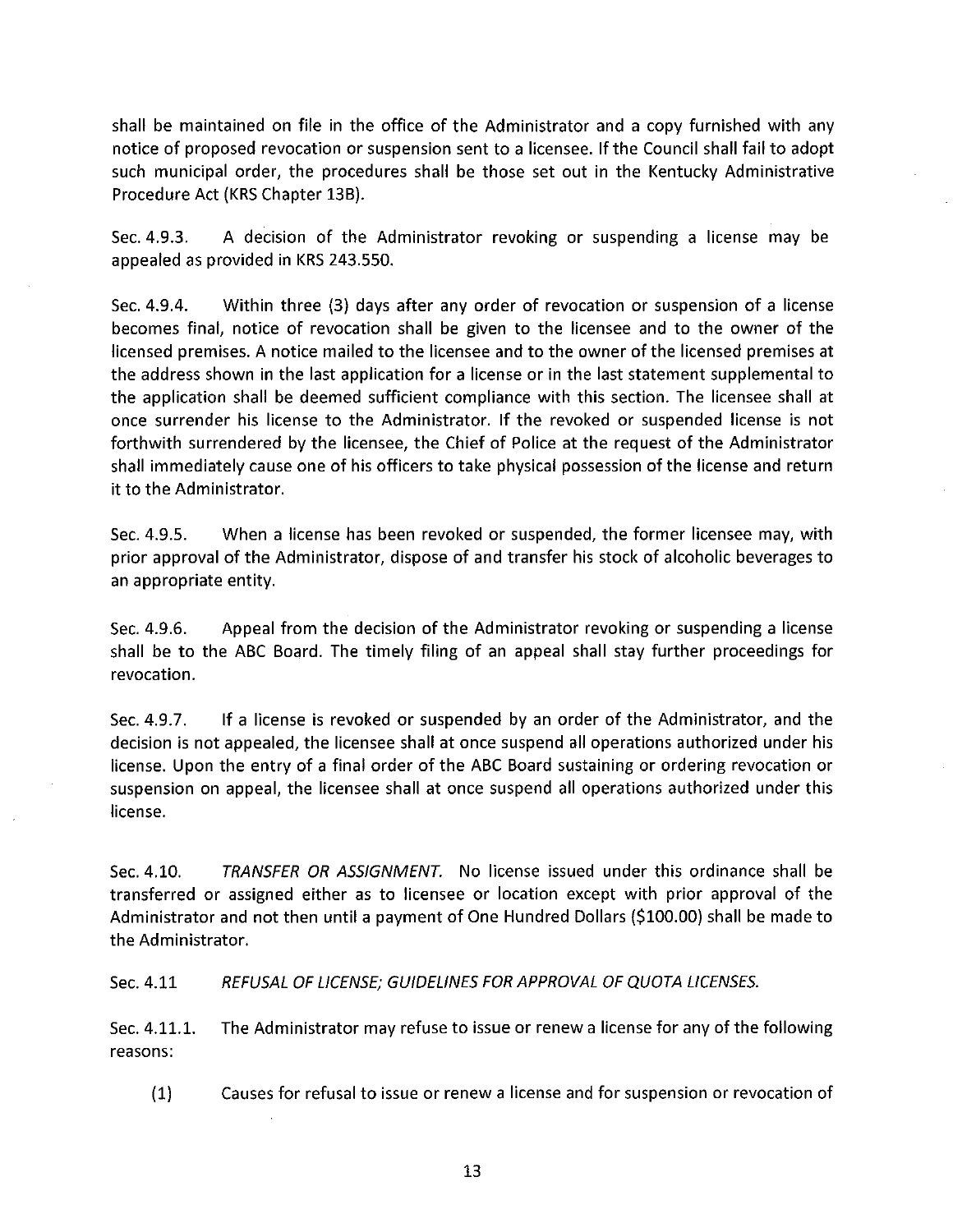shall be maintained on file in the office of the Administrator and a copy furnished with any notice of proposed revocation or suspension sent to a licensee. If the Council shall fail to adopt such municipal order, the procedures shall be those set out in the Kentucky Administrative Procedure Act (KRS Chapter 13B).

Sec. 4.9.3. A decision of the Administrator revoking or suspending a license may be appealed as provided in KRS 243.550.

Sec. 4.9.4. Within three (3) days after any order of revocation or suspension of a license becomes final, notice of revocation shall be given to the licensee and to the owner of the licensed premises. A notice mailed to the licensee and to the owner of the licensed premises at the address shown in the last application for a license or in the last statement supplemental to the application shall be deemed sufficient compliance with this section. The licensee shall at once surrender his license to the Administrator. If the revoked or suspended license is not forthwith surrendered by the licensee, the Chief of Police at the request of the Administrator shall immediately cause one of his officers to take physical possession of the license and return it to the Administrator.

Sec. 4.9.5. When a license has been revoked or suspended, the former licensee may, with prior approval of the Administrator, dispose of and transfer his stock of alcoholic beverages to an appropriate entity.

Sec. 4.9.6. Appeal from the decision of the Administrator revoking or suspending a license shall be to the ABC Board. The timely filing of an appeal shall stay further proceedings for revocation.

Sec. 4.9.7. If a license is revoked or suspended by an order of the Administrator, and the decision is not appealed, the licensee shall at once suspend all operations authorized under his license. Upon the entry of a final order of the ABC Board sustaining or ordering revocation or suspension on appeal, the licensee shall at once suspend all operations authorized under this license.

Sec. 4.10. *TRANSFER OR ASSIGNMENT.* No license issued under this ordinance shall be transferred or assigned either as to licensee or location except with prior approval of the Administrator and not then until a payment of One Hundred Dollars ($100.00) shall be made to the Administrator.

Sec. 4.11 *REFUSAL OF LICENSE; GUIDELINES FOR APPROVAL OF QUOTA LICENSES.*

Sec. 4.11.1. The Administrator may refuse to issue or renew a license for any of the following reasons:

(1) Causes for refusal to issue or renew a license and for suspension or revocation of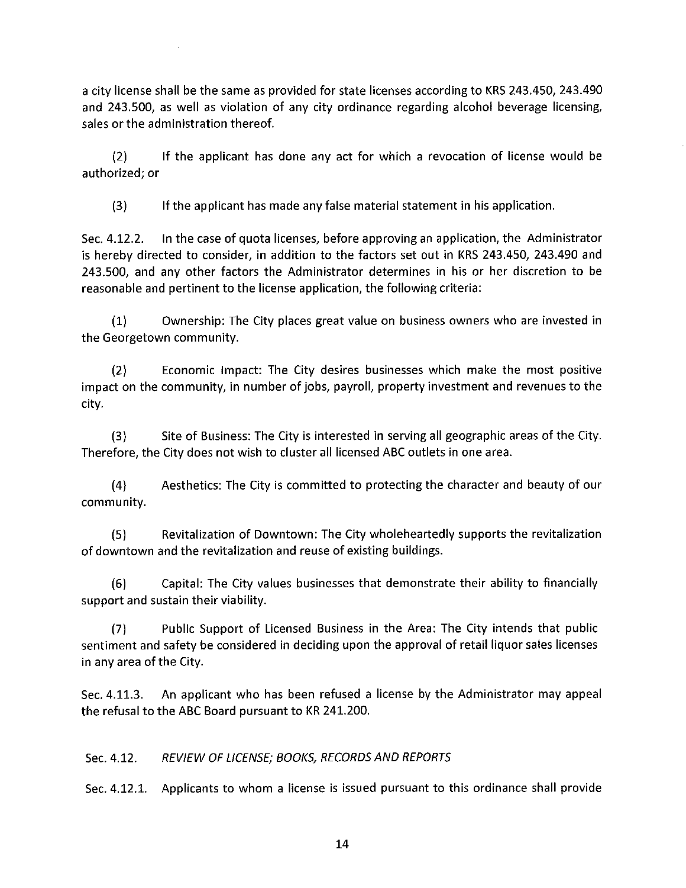a city license shall be the same as provided for state licenses according to KRS 243.450, 243.490 and 243.500, as well as violation of any city ordinance regarding alcohol beverage licensing, sales or the administration thereof.

(2) If the applicant has done any act for which a revocation of license would be authorized; or

(3) If the applicant has made any false material statement in his application.

Sec. 4.12.2. In the case of quota licenses, before approving an application, the Administrator is hereby directed to consider, in addition to the factors set out in KRS 243.450, 243.490 and 243.500, and any other factors the Administrator determines in his or her discretion to be reasonable and pertinent to the license application, the following criteria:

(1) Ownership: The City places great value on business owners who are invested in the Georgetown community.

(2) Economic Impact: The City desires businesses which make the most positive impact on the community, in number of jobs, payroll, property investment and revenues to the city.

(3) Site of Business: The City is interested in serving all geographic areas of the City. Therefore, the City does not wish to cluster all licensed ABC outlets in one area.

(4) Aesthetics: The City is committed to protecting the character and beauty of our community.

(5) Revitalization of Downtown: The City wholeheartedly supports the revitalization of downtown and the revitalization and reuse of existing buildings.

(6) Capital: The City values businesses that demonstrate their ability to financially support and sustain their viability.

(7) Public Support of Licensed Business in the Area: The City intends that public sentiment and safety be considered in deciding upon the approval of retail liquor sales licenses in any area of the City.

Sec. 4.11.3. An applicant who has been refused a license by the Administrator may appeal the refusal to the ABC Board pursuant to KR 241.200.

Sec. 4.12. *REVIEW OF LICENSE; BOOKS, RECORDS AND REPORTS*

Sec. 4.12.1. Applicants to whom a license is issued pursuant to this ordinance shall provide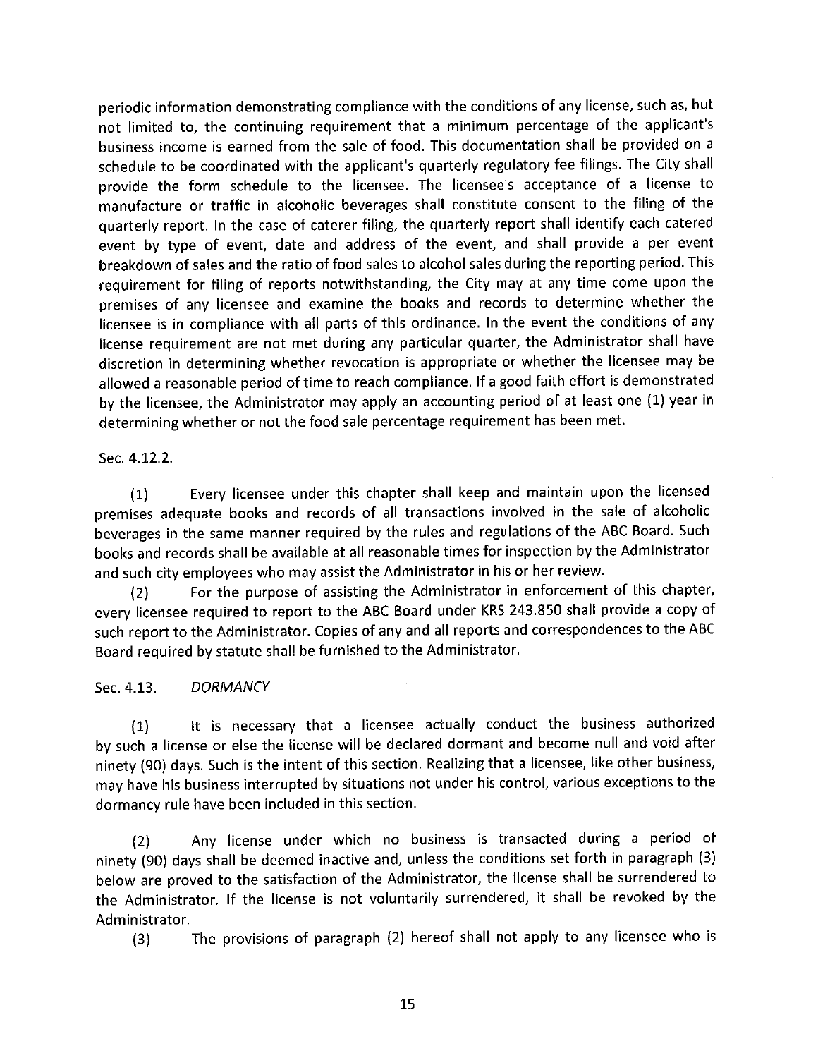periodic information demonstrating compliance with the conditions of any license, such as, but not limited to, the continuing requirement that a minimum percentage of the applicant's business income is earned from the sale of food. This documentation shall be provided on a schedule to be coordinated with the applicant's quarterly regulatory fee filings. The City shall provide the form schedule to the licensee. The licensee's acceptance of a license to manufacture or traffic in alcoholic beverages shall constitute consent to the filing of the quarterly report. In the case of caterer filing, the quarterly report shall identify each catered event by type of event, date and address of the event, and shall provide a per event breakdown of sales and the ratio of food sales to alcohol sales during the reporting period. This requirement for filing of reports notwithstanding, the City may at any time come upon the premises of any licensee and examine the books and records to determine whether the licensee is in compliance with all parts of this ordinance. In the event the conditions of any license requirement are not met during any particular quarter, the Administrator shall have discretion in determining whether revocation is appropriate or whether the licensee may be allowed a reasonable period of time to reach compliance. If a good faith effort is demonstrated by the licensee, the Administrator may apply an accounting period of at least one (1) year in determining whether or not the food sale percentage requirement has been met.

Sec. 4.12.2.

(1) Every licensee under this chapter shall keep and maintain upon the licensed premises adequate books and records of all transactions involved in the sale of alcoholic beverages in the same manner required by the rules and regulations of the ABC Board. Such books and records shall be available at all reasonable times for inspection by the Administrator and such city employees who may assist the Administrator in his or her review.

(2) For the purpose of assisting the Administrator in enforcement of this chapter, every licensee required to report to the ABC Board under KRS 243.850 shall provide a copy of such report to the Administrator. Copies of any and all reports and correspondences to the ABC Board required by statute shall be furnished to the Administrator.

Sec. 4.13. *DORMANCY*

(1) It is necessary that a licensee actually conduct the business authorized by such a license or else the license will be declared dormant and become null and void after ninety (90) days. Such is the intent of this section. Realizing that a licensee, like other business, may have his business interrupted by situations not under his control, various exceptions to the dormancy rule have been included in this section.

(2) Any license under which no business is transacted during a period of ninety (90) days shall be deemed inactive and, unless the conditions set forth in paragraph (3) below are proved to the satisfaction of the Administrator, the license shall be surrendered to the Administrator. If the license is not voluntarily surrendered, it shall be revoked by the Administrator.

(3) The provisions of paragraph (2) hereof shall not apply to any licensee who is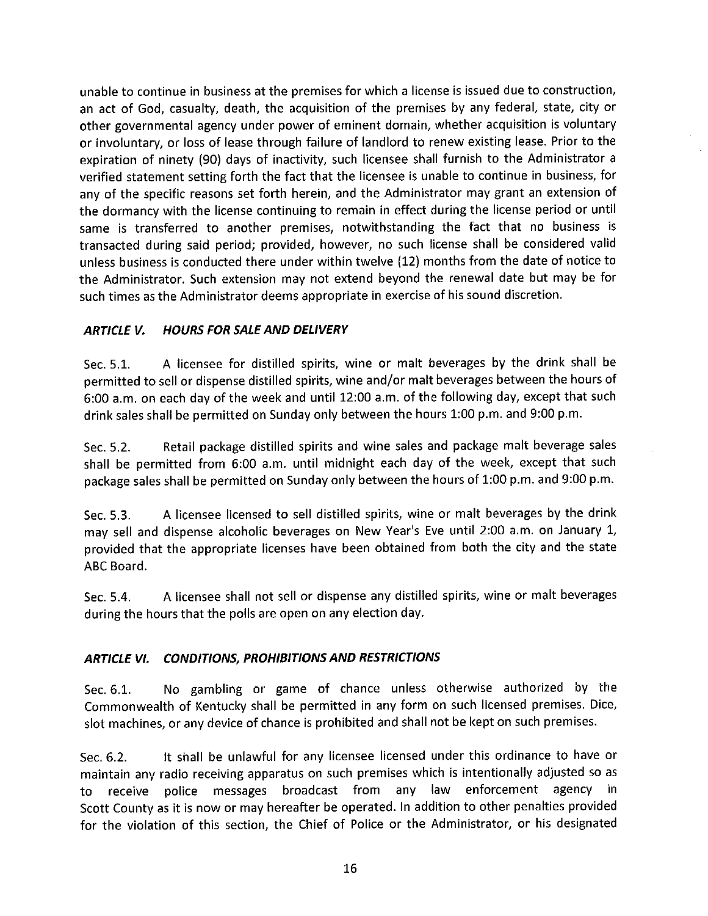unable to continue in business at the premises for which a license is issued due to construction, an act of God, casualty, death, the acquisition of the premises by any federal, state, city or other governmental agency under power of eminent domain, whether acquisition is voluntary or involuntary, or loss of lease through failure of landlord to renew existing lease. Prior to the expiration of ninety (90) days of inactivity, such licensee shall furnish to the Administrator a verified statement setting forth the fact that the licensee is unable to continue in business, for any of the specific reasons set forth herein, and the Administrator may grant an extension of the dormancy with the license continuing to remain in effect during the license period or until same is transferred to another premises, notwithstanding the fact that no business is transacted during said period; provided, however, no such license shall be considered valid unless business is conducted there under within twelve (12) months from the date of notice to the Administrator. Such extension may not extend beyond the renewal date but may be for such times as the Administrator deems appropriate in exercise of his sound discretion.

### *ARTICLE V. HOURS FOR SALE AND DELIVERY*

Sec. 5.1. A licensee for distilled spirits, wine or malt beverages by the drink shall be permitted to sell or dispense distilled spirits, wine and/or malt beverages between the hours of 6:00 a.m. on each day of the week and until 12:00 a.m. of the following day, except that such drink sales shall be permitted on Sunday only between the hours 1:00 p.m. and 9:00 p.m.

Sec. 5.2. Retail package distilled spirits and wine sales and package malt beverage sales shall be permitted from 6:00 a.m. until midnight each day of the week, except that such package sales shall be permitted on Sunday only between the hours of 1:00 p.m. and 9:00 p.m.

Sec. 5.3. A licensee licensed to sell distilled spirits, wine or malt beverages by the drink may sell and dispense alcoholic beverages on New Year's Eve until 2:00 a.m. on January 1, provided that the appropriate licenses have been obtained from both the city and the state ABC Board.

Sec. 5.4. A licensee shall not sell or dispense any distilled spirits, wine or malt beverages during the hours that the polls are open on any election day.

### *ARTICLE VI. CONDITIONS, PROHIBITIONS AND RESTRICTIONS*

Sec. 6.1. No gambling or game of chance unless otherwise authorized by the Commonwealth of Kentucky shall be permitted in any form on such licensed premises. Dice, slot machines, or any device of chance is prohibited and shall not be kept on such premises.

Sec. 6.2. It shall be unlawful for any licensee licensed under this ordinance to have or maintain any radio receiving apparatus on such premises which is intentionally adjusted so as to receive police messages broadcast from any law enforcement agency in Scott County as it is now or may hereafter be operated. In addition to other penalties provided for the violation of this section, the Chief of Police or the Administrator, or his designated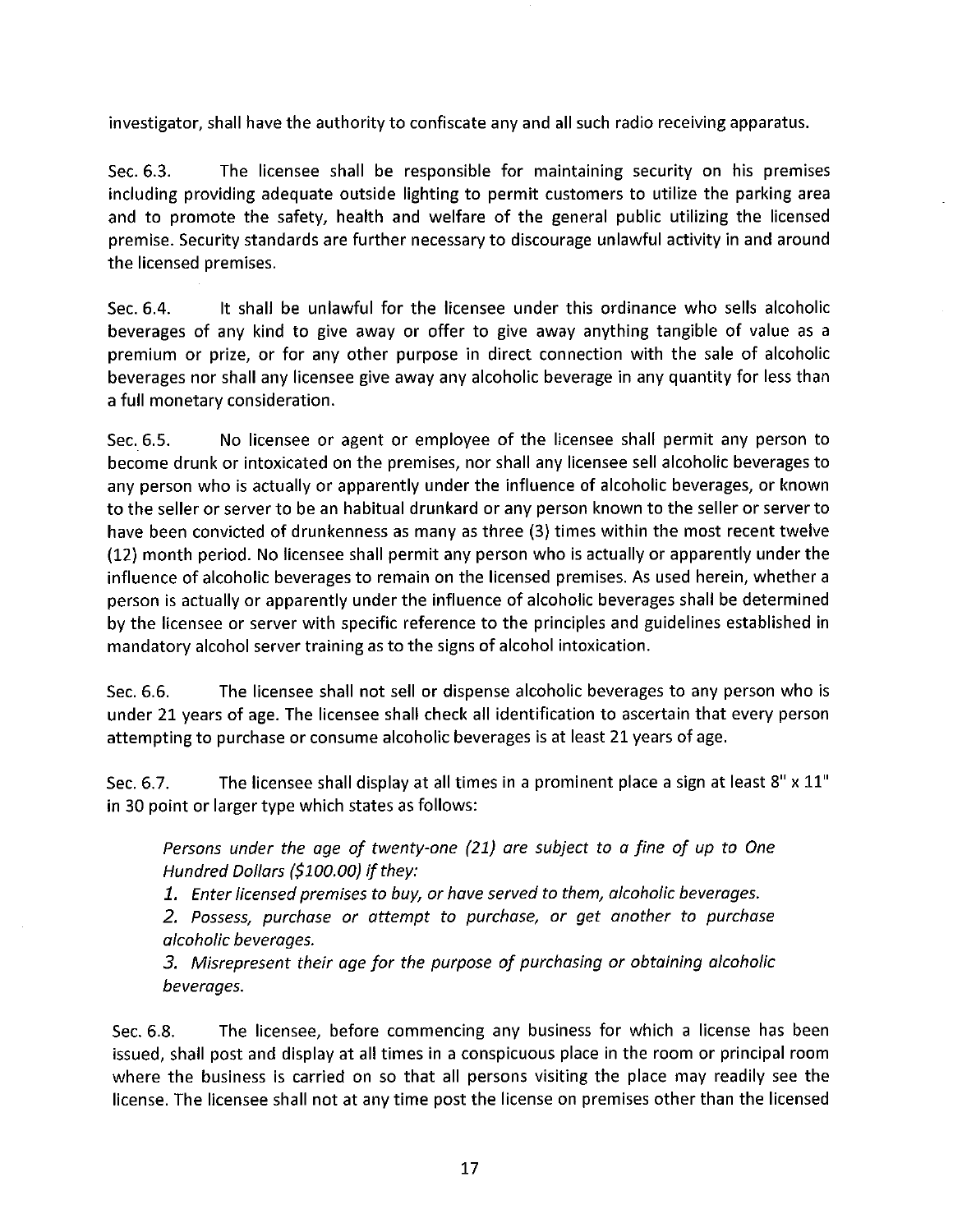investigator, shall have the authority to confiscate any and all such radio receiving apparatus.

Sec. 6.3. The licensee shall be responsible for maintaining security on his premises including providing adequate outside lighting to permit customers to utilize the parking area and to promote the safety, health and welfare of the general public utilizing the licensed premise. Security standards are further necessary to discourage unlawful activity in and around the licensed premises.

Sec. 6.4. It shall be unlawful for the licensee under this ordinance who sells alcoholic beverages of any kind to give away or offer to give away anything tangible of value as a premium or prize, or for any other purpose in direct connection with the sale of alcoholic beverages nor shall any licensee give away any alcoholic beverage in any quantity for less than a full monetary consideration.

Sec. 6.5. No licensee or agent or employee of the licensee shall permit any person to become drunk or intoxicated on the premises, nor shall any licensee sell alcoholic beverages to any person who is actually or apparently under the influence of alcoholic beverages, or known to the seller or server to be an habitual drunkard or any person known to the seller or server to have been convicted of drunkenness as many as three (3) times within the most recent twelve (12) month period. No licensee shall permit any person who is actually or apparently under the influence of alcoholic beverages to remain on the licensed premises. As used herein, whether a person is actually or apparently under the influence of alcoholic beverages shall be determined by the licensee or server with specific reference to the principles and guidelines established in mandatory alcohol server training as to the signs of alcohol intoxication.

Sec. 6.6. The licensee shall not sell or dispense alcoholic beverages to any person who is under 21 years of age. The licensee shall check all identification to ascertain that every person attempting to purchase or consume alcoholic beverages is at least 21 years of age.

Sec. 6.7. The licensee shall display at all times in a prominent place a sign at least 8" x 11" in 30 point or larger type which states as follows:

> *Persons under the age of twenty-one (21) are subject to a fine of up to One Hundred Dollars ($100.00) if they:*
>
> *1. Enter licensed premises to buy, or have served to them, alcoholic beverages.*
>
> *2. Possess, purchase or attempt to purchase, or get another to purchase alcoholic beverages.*
>
> *3. Misrepresent their age for the purpose of purchasing or obtaining alcoholic beverages.*

Sec. 6.8. The licensee, before commencing any business for which a license has been issued, shall post and display at all times in a conspicuous place in the room or principal room where the business is carried on so that all persons visiting the place may readily see the license. The licensee shall not at any time post the license on premises other than the licensed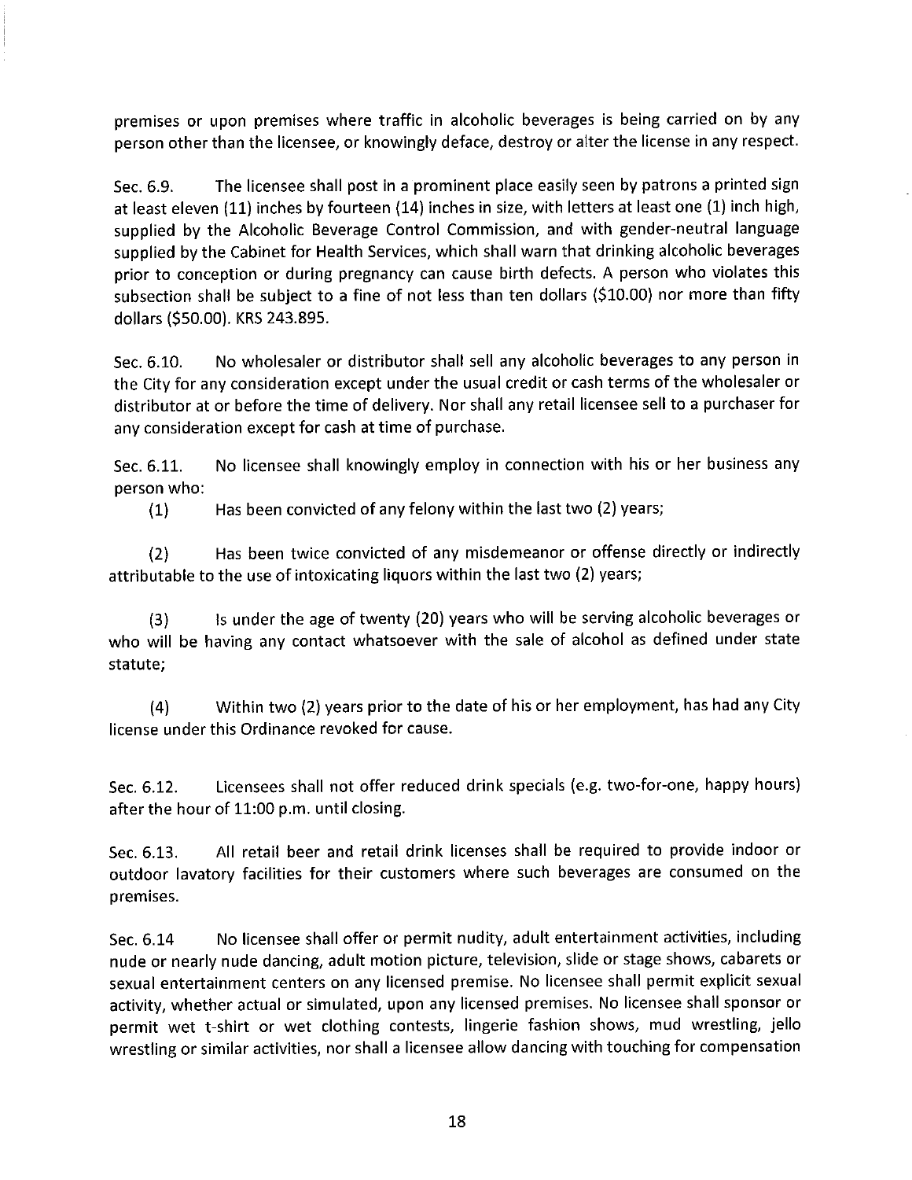premises or upon premises where traffic in alcoholic beverages is being carried on by any person other than the licensee, or knowingly deface, destroy or alter the license in any respect.

Sec. 6.9. The licensee shall post in a prominent place easily seen by patrons a printed sign at least eleven (11) inches by fourteen (14) inches in size, with letters at least one (1) inch high, supplied by the Alcoholic Beverage Control Commission, and with gender-neutral language supplied by the Cabinet for Health Services, which shall warn that drinking alcoholic beverages prior to conception or during pregnancy can cause birth defects. A person who violates this subsection shall be subject to a fine of not less than ten dollars ($10.00) nor more than fifty dollars ($50.00). KRS 243.895.

Sec. 6.10. No wholesaler or distributor shall sell any alcoholic beverages to any person in the City for any consideration except under the usual credit or cash terms of the wholesaler or distributor at or before the time of delivery. Nor shall any retail licensee sell to a purchaser for any consideration except for cash at time of purchase.

Sec. 6.11. No licensee shall knowingly employ in connection with his or her business any person who:

(1) Has been convicted of any felony within the last two (2) years;

(2) Has been twice convicted of any misdemeanor or offense directly or indirectly attributable to the use of intoxicating liquors within the last two (2) years;

(3) Is under the age of twenty (20) years who will be serving alcoholic beverages or who will be having any contact whatsoever with the sale of alcohol as defined under state statute;

(4) Within two (2) years prior to the date of his or her employment, has had any City license under this Ordinance revoked for cause.

Sec. 6.12. Licensees shall not offer reduced drink specials (e.g. two-for-one, happy hours) after the hour of 11:00 p.m. until closing.

Sec. 6.13. All retail beer and retail drink licenses shall be required to provide indoor or outdoor lavatory facilities for their customers where such beverages are consumed on the premises.

Sec. 6.14 No licensee shall offer or permit nudity, adult entertainment activities, including nude or nearly nude dancing, adult motion picture, television, slide or stage shows, cabarets or sexual entertainment centers on any licensed premise. No licensee shall permit explicit sexual activity, whether actual or simulated, upon any licensed premises. No licensee shall sponsor or permit wet t-shirt or wet clothing contests, lingerie fashion shows, mud wrestling, jello wrestling or similar activities, nor shall a licensee allow dancing with touching for compensation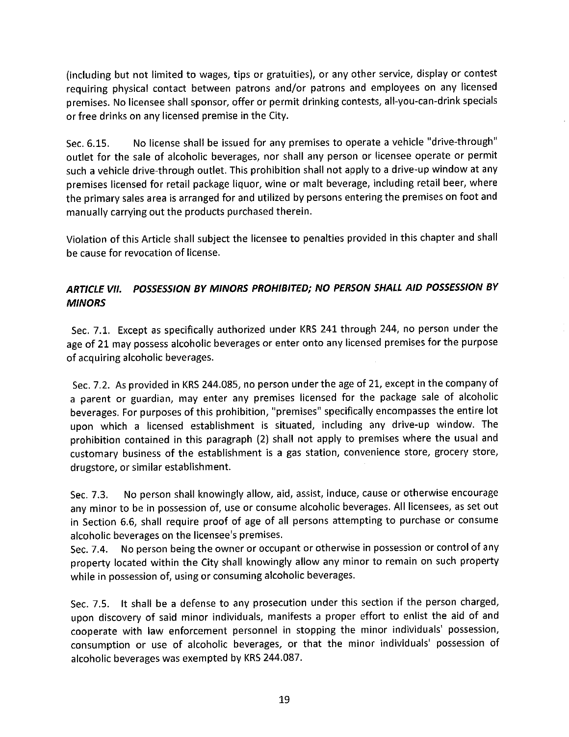(including but not limited to wages, tips or gratuities), or any other service, display or contest requiring physical contact between patrons and/or patrons and employees on any licensed premises. No licensee shall sponsor, offer or permit drinking contests, all-you-can-drink specials or free drinks on any licensed premise in the City.

Sec. 6.15. No license shall be issued for any premises to operate a vehicle "drive-through" outlet for the sale of alcoholic beverages, nor shall any person or licensee operate or permit such a vehicle drive-through outlet. This prohibition shall not apply to a drive-up window at any premises licensed for retail package liquor, wine or malt beverage, including retail beer, where the primary sales area is arranged for and utilized by persons entering the premises on foot and manually carrying out the products purchased therein.

Violation of this Article shall subject the licensee to penalties provided in this chapter and shall be cause for revocation of license.

### *ARTICLE VII. POSSESSION BY MINORS PROHIBITED; NO PERSON SHALL AID POSSESSION BY MINORS*

Sec. 7.1. Except as specifically authorized under KRS 241 through 244, no person under the age of 21 may possess alcoholic beverages or enter onto any licensed premises for the purpose of acquiring alcoholic beverages.

Sec. 7.2. As provided in KRS 244.085, no person under the age of 21, except in the company of a parent or guardian, may enter any premises licensed for the package sale of alcoholic beverages. For purposes of this prohibition, "premises" specifically encompasses the entire lot upon which a licensed establishment is situated, including any drive-up window. The prohibition contained in this paragraph (2) shall not apply to premises where the usual and customary business of the establishment is a gas station, convenience store, grocery store, drugstore, or similar establishment.

Sec. 7.3. No person shall knowingly allow, aid, assist, induce, cause or otherwise encourage any minor to be in possession of, use or consume alcoholic beverages. All licensees, as set out in Section 6.6, shall require proof of age of all persons attempting to purchase or consume alcoholic beverages on the licensee's premises.

Sec. 7.4. No person being the owner or occupant or otherwise in possession or control of any property located within the City shall knowingly allow any minor to remain on such property while in possession of, using or consuming alcoholic beverages.

Sec. 7.5. It shall be a defense to any prosecution under this section if the person charged, upon discovery of said minor individuals, manifests a proper effort to enlist the aid of and cooperate with law enforcement personnel in stopping the minor individuals' possession, consumption or use of alcoholic beverages, or that the minor individuals' possession of alcoholic beverages was exempted by KRS 244.087.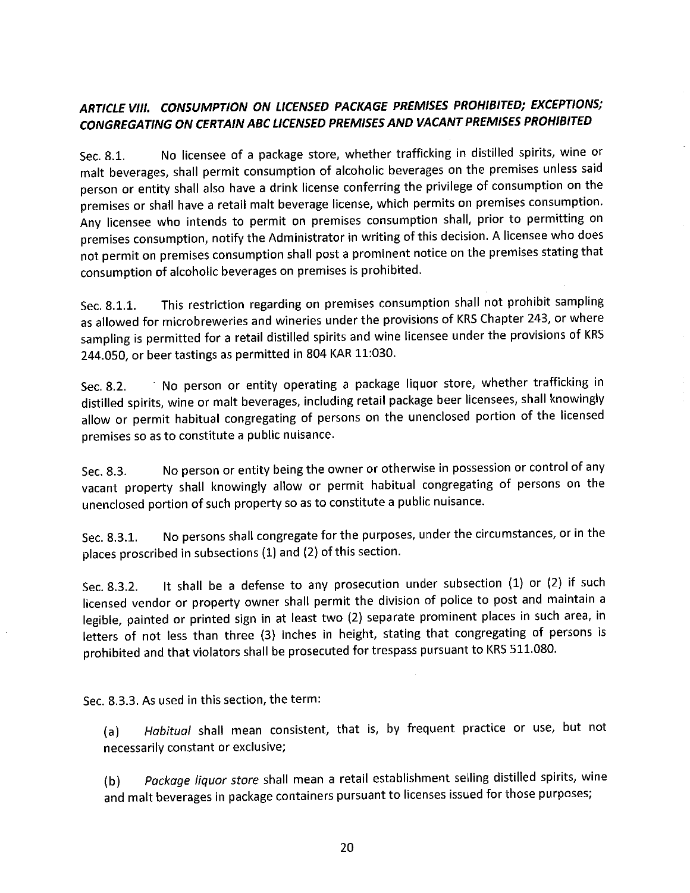## *ARTICLE VIII. CONSUMPTION ON LICENSED PACKAGE PREMISES PROHIBITED; EXCEPTIONS; CONGREGATING ON CERTAIN ABC LICENSED PREMISES AND VACANT PREMISES PROHIBITED*

Sec. 8.1. No licensee of a package store, whether trafficking in distilled spirits, wine or malt beverages, shall permit consumption of alcoholic beverages on the premises unless said person or entity shall also have a drink license conferring the privilege of consumption on the premises or shall have a retail malt beverage license, which permits on premises consumption. Any licensee who intends to permit on premises consumption shall, prior to permitting on premises consumption, notify the Administrator in writing of this decision. A licensee who does not permit on premises consumption shall post a prominent notice on the premises stating that consumption of alcoholic beverages on premises is prohibited.

Sec. 8.1.1. This restriction regarding on premises consumption shall not prohibit sampling as allowed for microbreweries and wineries under the provisions of KRS Chapter 243, or where sampling is permitted for a retail distilled spirits and wine licensee under the provisions of KRS 244.050, or beer tastings as permitted in 804 KAR 11:030.

Sec. 8.2. No person or entity operating a package liquor store, whether trafficking in distilled spirits, wine or malt beverages, including retail package beer licensees, shall knowingly allow or permit habitual congregating of persons on the unenclosed portion of the licensed premises so as to constitute a public nuisance.

Sec. 8.3. No person or entity being the owner or otherwise in possession or control of any vacant property shall knowingly allow or permit habitual congregating of persons on the unenclosed portion of such property so as to constitute a public nuisance.

Sec. 8.3.1. No persons shall congregate for the purposes, under the circumstances, or in the places proscribed in subsections (1) and (2) of this section.

Sec. 8.3.2. It shall be a defense to any prosecution under subsection (1) or (2) if such licensed vendor or property owner shall permit the division of police to post and maintain a legible, painted or printed sign in at least two (2) separate prominent places in such area, in letters of not less than three (3) inches in height, stating that congregating of persons is prohibited and that violators shall be prosecuted for trespass pursuant to KRS 511.080.

Sec. 8.3.3. As used in this section, the term:

(a) *Habitual* shall mean consistent, that is, by frequent practice or use, but not necessarily constant or exclusive;

(b) *Package liquor store* shall mean a retail establishment selling distilled spirits, wine and malt beverages in package containers pursuant to licenses issued for those purposes;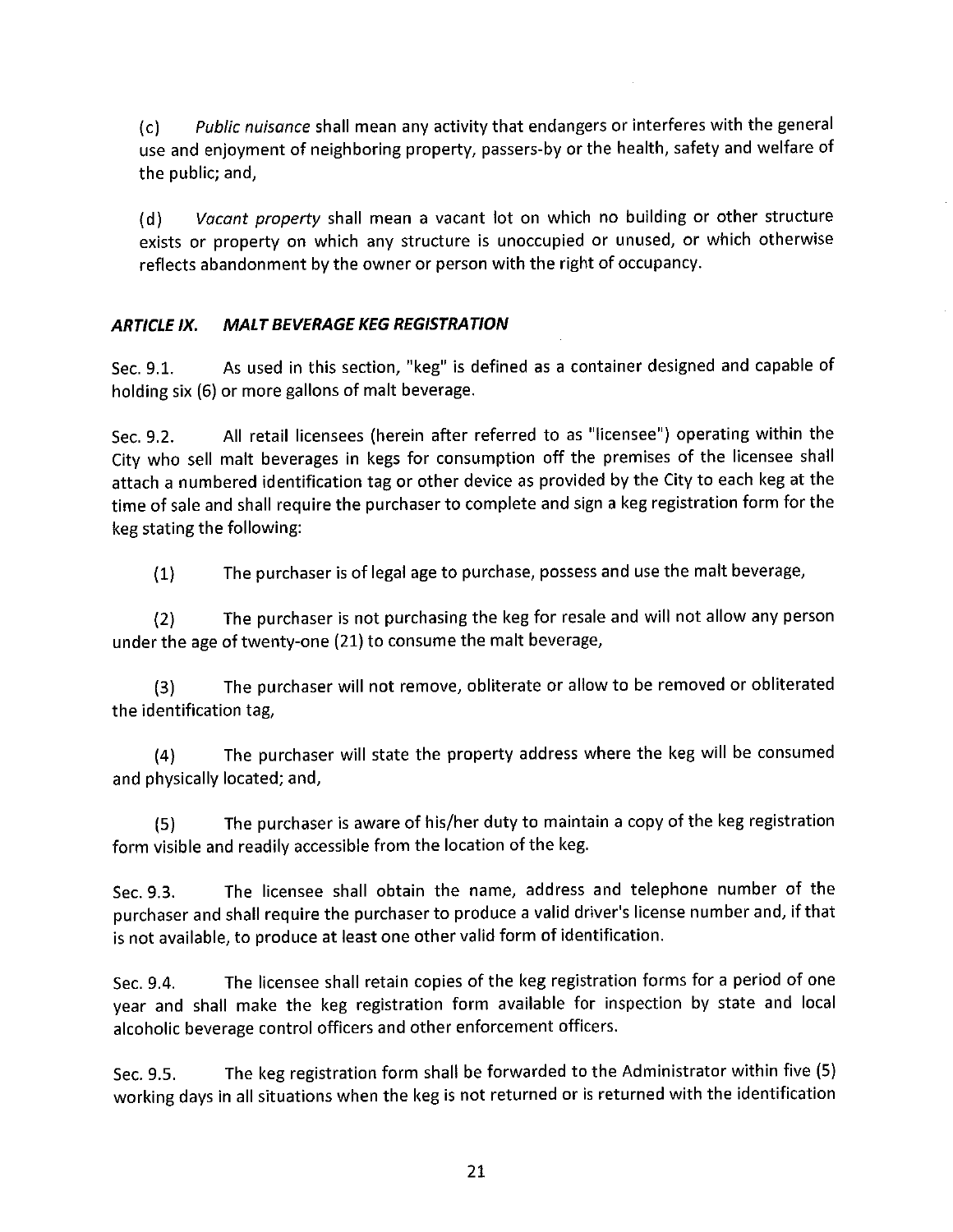(c) *Public nuisance* shall mean any activity that endangers or interferes with the general use and enjoyment of neighboring property, passers-by or the health, safety and welfare of the public; and,

(d) *Vacant property* shall mean a vacant lot on which no building or other structure exists or property on which any structure is unoccupied or unused, or which otherwise reflects abandonment by the owner or person with the right of occupancy.

## *ARTICLE IX. MALT BEVERAGE KEG REGISTRATION*

Sec. 9.1. As used in this section, "keg" is defined as a container designed and capable of holding six (6) or more gallons of malt beverage.

Sec. 9.2. All retail licensees (herein after referred to as "licensee") operating within the City who sell malt beverages in kegs for consumption off the premises of the licensee shall attach a numbered identification tag or other device as provided by the City to each keg at the time of sale and shall require the purchaser to complete and sign a keg registration form for the keg stating the following:

(1) The purchaser is of legal age to purchase, possess and use the malt beverage,

(2) The purchaser is not purchasing the keg for resale and will not allow any person under the age of twenty-one (21) to consume the malt beverage,

(3) The purchaser will not remove, obliterate or allow to be removed or obliterated the identification tag,

(4) The purchaser will state the property address where the keg will be consumed and physically located; and,

(5) The purchaser is aware of his/her duty to maintain a copy of the keg registration form visible and readily accessible from the location of the keg.

Sec. 9.3. The licensee shall obtain the name, address and telephone number of the purchaser and shall require the purchaser to produce a valid driver's license number and, if that is not available, to produce at least one other valid form of identification.

Sec. 9.4. The licensee shall retain copies of the keg registration forms for a period of one year and shall make the keg registration form available for inspection by state and local alcoholic beverage control officers and other enforcement officers.

Sec. 9.5. The keg registration form shall be forwarded to the Administrator within five (5) working days in all situations when the keg is not returned or is returned with the identification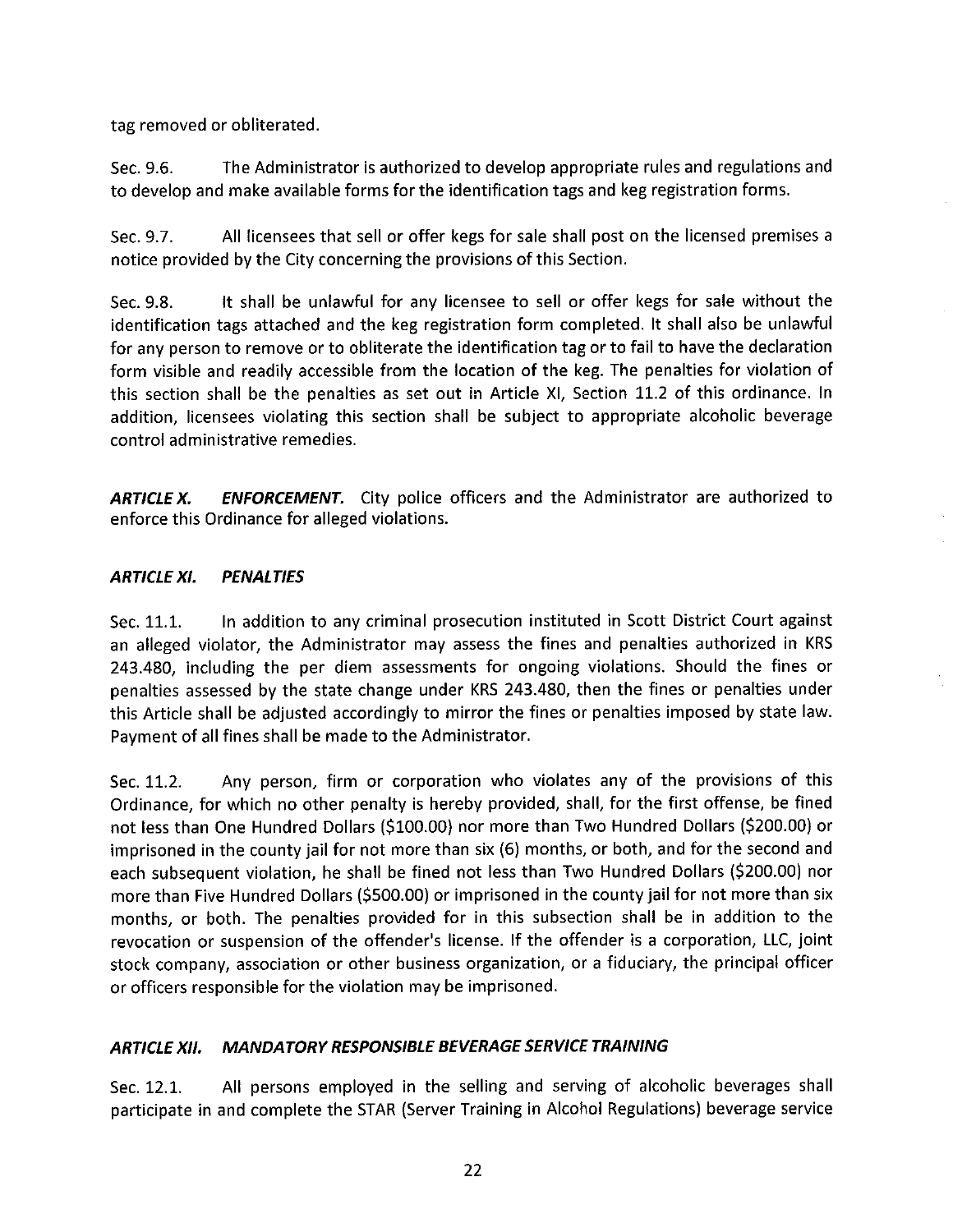tag removed or obliterated.

Sec. 9.6. The Administrator is authorized to develop appropriate rules and regulations and to develop and make available forms for the identification tags and keg registration forms.

Sec. 9.7. All licensees that sell or offer kegs for sale shall post on the licensed premises a notice provided by the City concerning the provisions of this Section.

Sec. 9.8. It shall be unlawful for any licensee to sell or offer kegs for sale without the identification tags attached and the keg registration form completed. It shall also be unlawful for any person to remove or to obliterate the identification tag or to fail to have the declaration form visible and readily accessible from the location of the keg. The penalties for violation of this section shall be the penalties as set out in Article XI, Section 11.2 of this ordinance. In addition, licensees violating this section shall be subject to appropriate alcoholic beverage control administrative remedies.

***ARTICLE X. ENFORCEMENT.*** City police officers and the Administrator are authorized to enforce this Ordinance for alleged violations.

### ***ARTICLE XI. PENALTIES***

Sec. 11.1. In addition to any criminal prosecution instituted in Scott District Court against an alleged violator, the Administrator may assess the fines and penalties authorized in KRS 243.480, including the per diem assessments for ongoing violations. Should the fines or penalties assessed by the state change under KRS 243.480, then the fines or penalties under this Article shall be adjusted accordingly to mirror the fines or penalties imposed by state law. Payment of all fines shall be made to the Administrator.

Sec. 11.2. Any person, firm or corporation who violates any of the provisions of this Ordinance, for which no other penalty is hereby provided, shall, for the first offense, be fined not less than One Hundred Dollars ($100.00) nor more than Two Hundred Dollars ($200.00) or imprisoned in the county jail for not more than six (6) months, or both, and for the second and each subsequent violation, he shall be fined not less than Two Hundred Dollars ($200.00) nor more than Five Hundred Dollars ($500.00) or imprisoned in the county jail for not more than six months, or both. The penalties provided for in this subsection shall be in addition to the revocation or suspension of the offender's license. If the offender is a corporation, LLC, joint stock company, association or other business organization, or a fiduciary, the principal officer or officers responsible for the violation may be imprisoned.

### ***ARTICLE XII. MANDATORY RESPONSIBLE BEVERAGE SERVICE TRAINING***

Sec. 12.1. All persons employed in the selling and serving of alcoholic beverages shall participate in and complete the STAR (Server Training in Alcohol Regulations) beverage service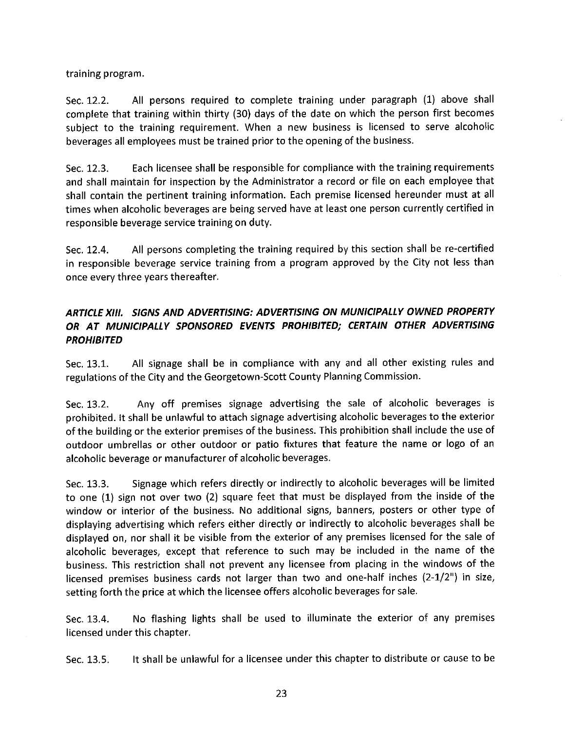training program.

Sec. 12.2. All persons required to complete training under paragraph (1) above shall complete that training within thirty (30) days of the date on which the person first becomes subject to the training requirement. When a new business is licensed to serve alcoholic beverages all employees must be trained prior to the opening of the business.

Sec. 12.3. Each licensee shall be responsible for compliance with the training requirements and shall maintain for inspection by the Administrator a record or file on each employee that shall contain the pertinent training information. Each premise licensed hereunder must at all times when alcoholic beverages are being served have at least one person currently certified in responsible beverage service training on duty.

Sec. 12.4. All persons completing the training required by this section shall be re-certified in responsible beverage service training from a program approved by the City not less than once every three years thereafter.

### *ARTICLE XIII. SIGNS AND ADVERTISING: ADVERTISING ON MUNICIPALLY OWNED PROPERTY OR AT MUNICIPALLY SPONSORED EVENTS PROHIBITED; CERTAIN OTHER ADVERTISING PROHIBITED*

Sec. 13.1. All signage shall be in compliance with any and all other existing rules and regulations of the City and the Georgetown-Scott County Planning Commission.

Sec. 13.2. Any off premises signage advertising the sale of alcoholic beverages is prohibited. It shall be unlawful to attach signage advertising alcoholic beverages to the exterior of the building or the exterior premises of the business. This prohibition shall include the use of outdoor umbrellas or other outdoor or patio fixtures that feature the name or logo of an alcoholic beverage or manufacturer of alcoholic beverages.

Sec. 13.3. Signage which refers directly or indirectly to alcoholic beverages will be limited to one (1) sign not over two (2) square feet that must be displayed from the inside of the window or interior of the business. No additional signs, banners, posters or other type of displaying advertising which refers either directly or indirectly to alcoholic beverages shall be displayed on, nor shall it be visible from the exterior of any premises licensed for the sale of alcoholic beverages, except that reference to such may be included in the name of the business. This restriction shall not prevent any licensee from placing in the windows of the licensed premises business cards not larger than two and one-half inches (2-1/2") in size, setting forth the price at which the licensee offers alcoholic beverages for sale.

Sec. 13.4. No flashing lights shall be used to illuminate the exterior of any premises licensed under this chapter.

Sec. 13.5. It shall be unlawful for a licensee under this chapter to distribute or cause to be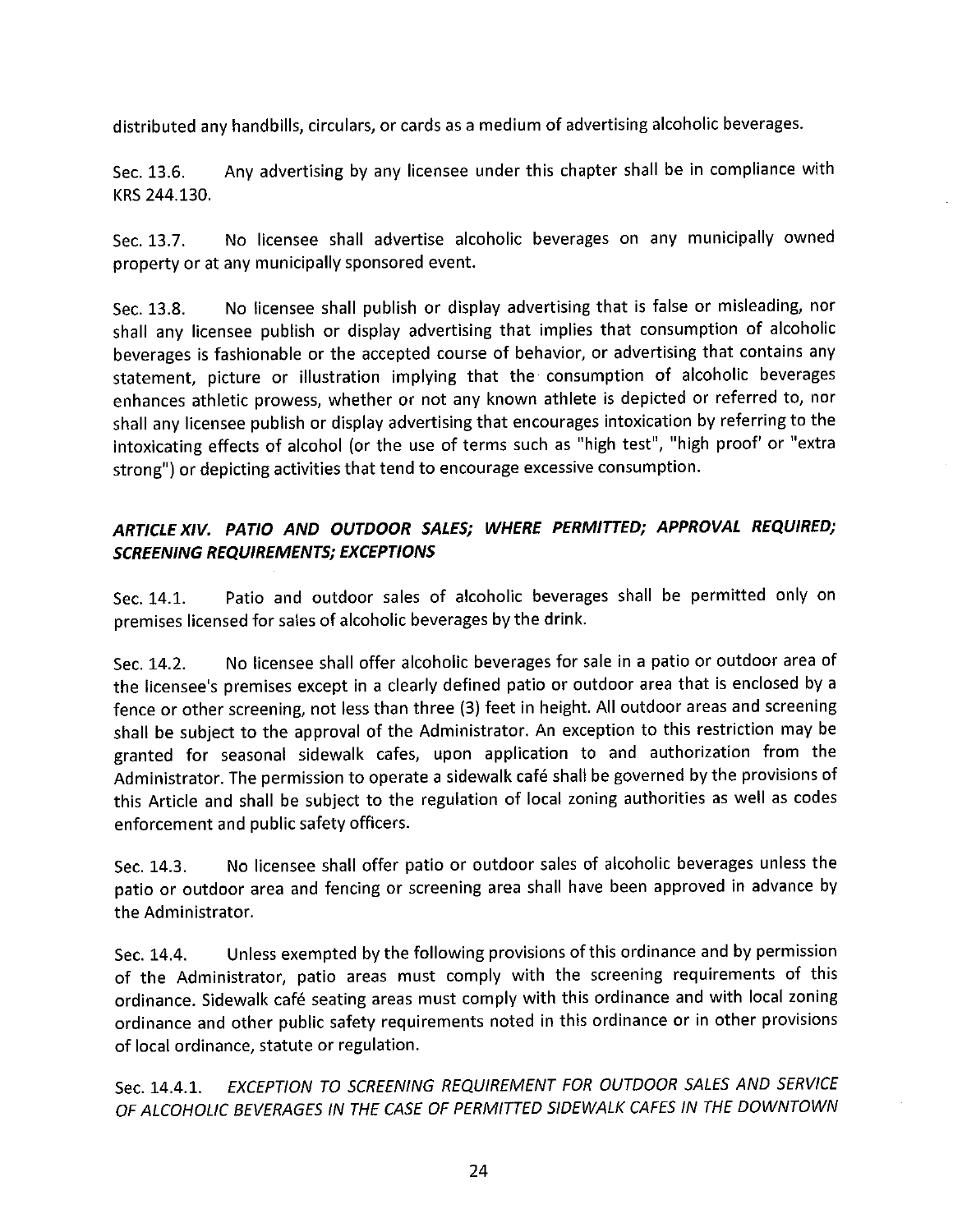distributed any handbills, circulars, or cards as a medium of advertising alcoholic beverages.

Sec. 13.6. Any advertising by any licensee under this chapter shall be in compliance with KRS 244.130.

Sec. 13.7. No licensee shall advertise alcoholic beverages on any municipally owned property or at any municipally sponsored event.

Sec. 13.8. No licensee shall publish or display advertising that is false or misleading, nor shall any licensee publish or display advertising that implies that consumption of alcoholic beverages is fashionable or the accepted course of behavior, or advertising that contains any statement, picture or illustration implying that the consumption of alcoholic beverages enhances athletic prowess, whether or not any known athlete is depicted or referred to, nor shall any licensee publish or display advertising that encourages intoxication by referring to the intoxicating effects of alcohol (or the use of terms such as "high test", "high proof' or "extra strong") or depicting activities that tend to encourage excessive consumption.

### *ARTICLE XIV. PATIO AND OUTDOOR SALES; WHERE PERMITTED; APPROVAL REQUIRED; SCREENING REQUIREMENTS; EXCEPTIONS*

Sec. 14.1. Patio and outdoor sales of alcoholic beverages shall be permitted only on premises licensed for sales of alcoholic beverages by the drink.

Sec. 14.2. No licensee shall offer alcoholic beverages for sale in a patio or outdoor area of the licensee's premises except in a clearly defined patio or outdoor area that is enclosed by a fence or other screening, not less than three (3) feet in height. All outdoor areas and screening shall be subject to the approval of the Administrator. An exception to this restriction may be granted for seasonal sidewalk cafes, upon application to and authorization from the Administrator. The permission to operate a sidewalk café shall be governed by the provisions of this Article and shall be subject to the regulation of local zoning authorities as well as codes enforcement and public safety officers.

Sec. 14.3. No licensee shall offer patio or outdoor sales of alcoholic beverages unless the patio or outdoor area and fencing or screening area shall have been approved in advance by the Administrator.

Sec. 14.4. Unless exempted by the following provisions of this ordinance and by permission of the Administrator, patio areas must comply with the screening requirements of this ordinance. Sidewalk café seating areas must comply with this ordinance and with local zoning ordinance and other public safety requirements noted in this ordinance or in other provisions of local ordinance, statute or regulation.

Sec. 14.4.1. *EXCEPTION TO SCREENING REQUIREMENT FOR OUTDOOR SALES AND SERVICE OF ALCOHOLIC BEVERAGES IN THE CASE OF PERMITTED SIDEWALK CAFES IN THE DOWNTOWN*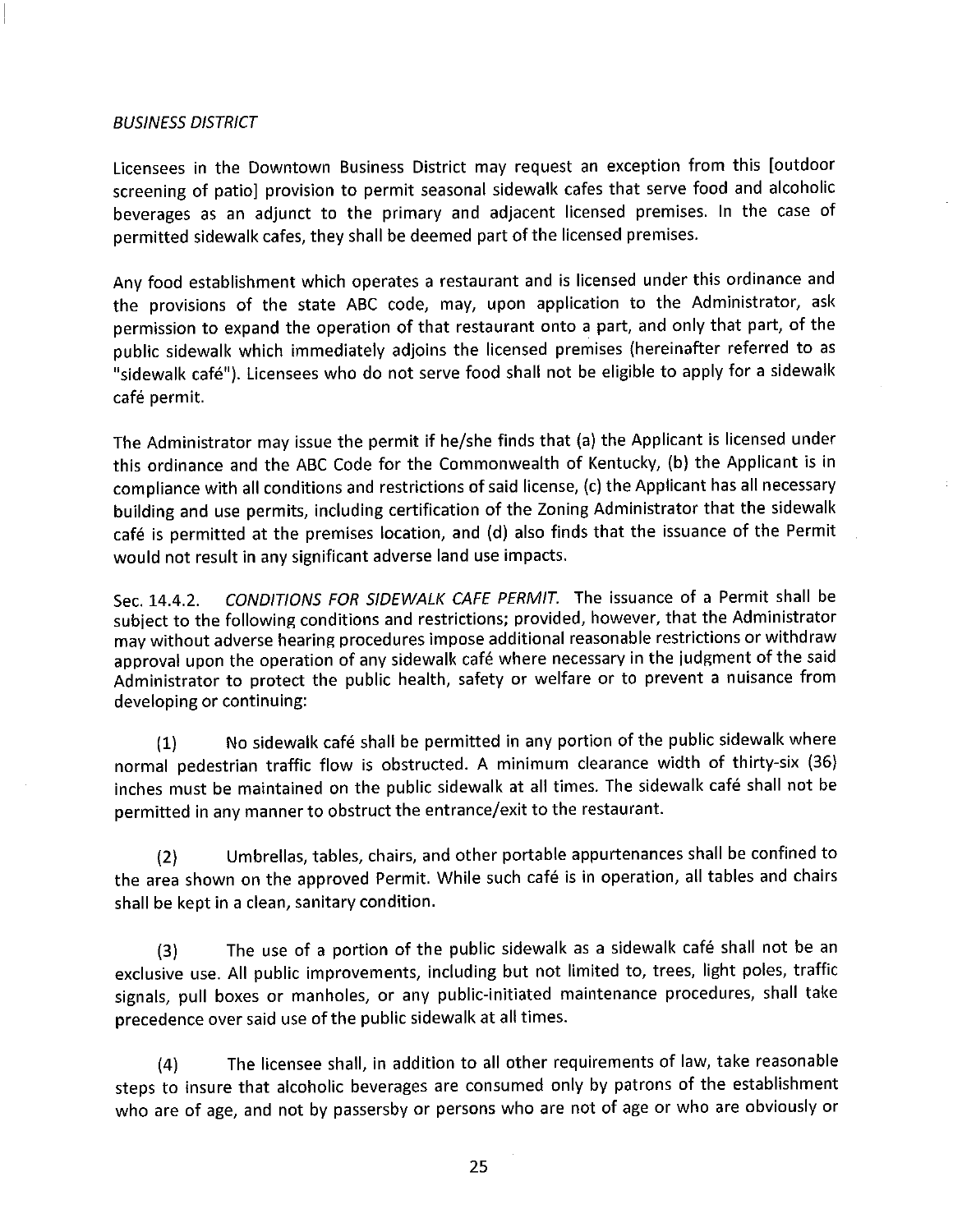*BUSINESS DISTRICT*

Licensees in the Downtown Business District may request an exception from this [outdoor screening of patio] provision to permit seasonal sidewalk cafes that serve food and alcoholic beverages as an adjunct to the primary and adjacent licensed premises. In the case of permitted sidewalk cafes, they shall be deemed part of the licensed premises.

Any food establishment which operates a restaurant and is licensed under this ordinance and the provisions of the state ABC code, may, upon application to the Administrator, ask permission to expand the operation of that restaurant onto a part, and only that part, of the public sidewalk which immediately adjoins the licensed premises (hereinafter referred to as "sidewalk café"). Licensees who do not serve food shall not be eligible to apply for a sidewalk café permit.

The Administrator may issue the permit if he/she finds that (a) the Applicant is licensed under this ordinance and the ABC Code for the Commonwealth of Kentucky, (b) the Applicant is in compliance with all conditions and restrictions of said license, (c) the Applicant has all necessary building and use permits, including certification of the Zoning Administrator that the sidewalk café is permitted at the premises location, and (d) also finds that the issuance of the Permit would not result in any significant adverse land use impacts.

Sec. 14.4.2. *CONDITIONS FOR SIDEWALK CAFE PERMIT.* The issuance of a Permit shall be subject to the following conditions and restrictions; provided, however, that the Administrator may without adverse hearing procedures impose additional reasonable restrictions or withdraw approval upon the operation of any sidewalk café where necessary in the judgment of the said Administrator to protect the public health, safety or welfare or to prevent a nuisance from developing or continuing:

(1) No sidewalk café shall be permitted in any portion of the public sidewalk where normal pedestrian traffic flow is obstructed. A minimum clearance width of thirty-six (36) inches must be maintained on the public sidewalk at all times. The sidewalk café shall not be permitted in any manner to obstruct the entrance/exit to the restaurant.

(2) Umbrellas, tables, chairs, and other portable appurtenances shall be confined to the area shown on the approved Permit. While such café is in operation, all tables and chairs shall be kept in a clean, sanitary condition.

(3) The use of a portion of the public sidewalk as a sidewalk café shall not be an exclusive use. All public improvements, including but not limited to, trees, light poles, traffic signals, pull boxes or manholes, or any public-initiated maintenance procedures, shall take precedence over said use of the public sidewalk at all times.

(4) The licensee shall, in addition to all other requirements of law, take reasonable steps to insure that alcoholic beverages are consumed only by patrons of the establishment who are of age, and not by passersby or persons who are not of age or who are obviously or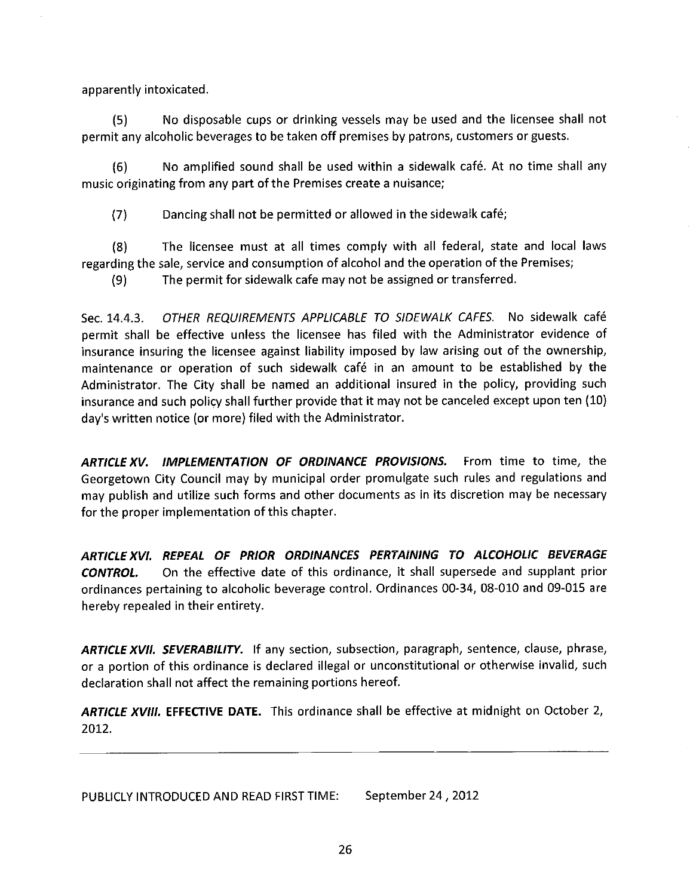apparently intoxicated.

(5) No disposable cups or drinking vessels may be used and the licensee shall not permit any alcoholic beverages to be taken off premises by patrons, customers or guests.

(6) No amplified sound shall be used within a sidewalk café. At no time shall any music originating from any part of the Premises create a nuisance;

(7) Dancing shall not be permitted or allowed in the sidewalk café;

(8) The licensee must at all times comply with all federal, state and local laws regarding the sale, service and consumption of alcohol and the operation of the Premises;

(9) The permit for sidewalk cafe may not be assigned or transferred.

Sec. 14.4.3. *OTHER REQUIREMENTS APPLICABLE TO SIDEWALK CAFES.* No sidewalk café permit shall be effective unless the licensee has filed with the Administrator evidence of insurance insuring the licensee against liability imposed by law arising out of the ownership, maintenance or operation of such sidewalk café in an amount to be established by the Administrator. The City shall be named an additional insured in the policy, providing such insurance and such policy shall further provide that it may not be canceled except upon ten (10) day's written notice (or more) filed with the Administrator.

***ARTICLE XV. IMPLEMENTATION OF ORDINANCE PROVISIONS.*** From time to time, the Georgetown City Council may by municipal order promulgate such rules and regulations and may publish and utilize such forms and other documents as in its discretion may be necessary for the proper implementation of this chapter.

***ARTICLE XVI. REPEAL OF PRIOR ORDINANCES PERTAINING TO ALCOHOLIC BEVERAGE CONTROL.*** On the effective date of this ordinance, it shall supersede and supplant prior ordinances pertaining to alcoholic beverage control. Ordinances 00-34, 08-010 and 09-015 are hereby repealed in their entirety.

***ARTICLE XVII. SEVERABILITY.*** If any section, subsection, paragraph, sentence, clause, phrase, or a portion of this ordinance is declared illegal or unconstitutional or otherwise invalid, such declaration shall not affect the remaining portions hereof.

***ARTICLE XVIII.* EFFECTIVE DATE.** This ordinance shall be effective at midnight on October 2, 2012.

---

PUBLICLY INTRODUCED AND READ FIRST TIME: September 24 , 2012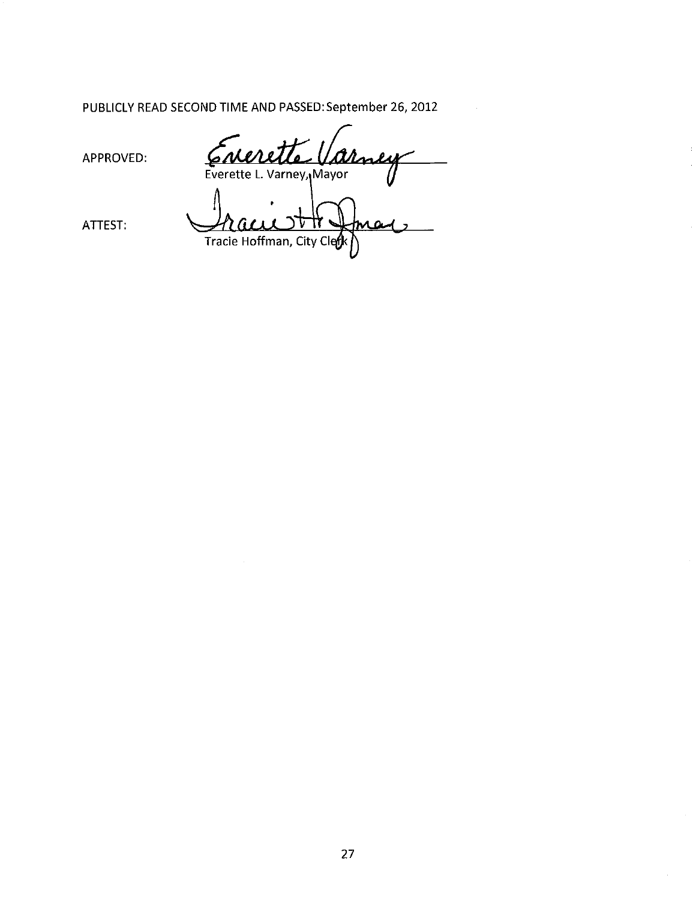PUBLICLY READ SECOND TIME AND PASSED: September 26, 2012

APPROVED: ______________________
Everette L. Varney, Mayor

ATTEST: ______________________
Tracie Hoffman, City Clerk